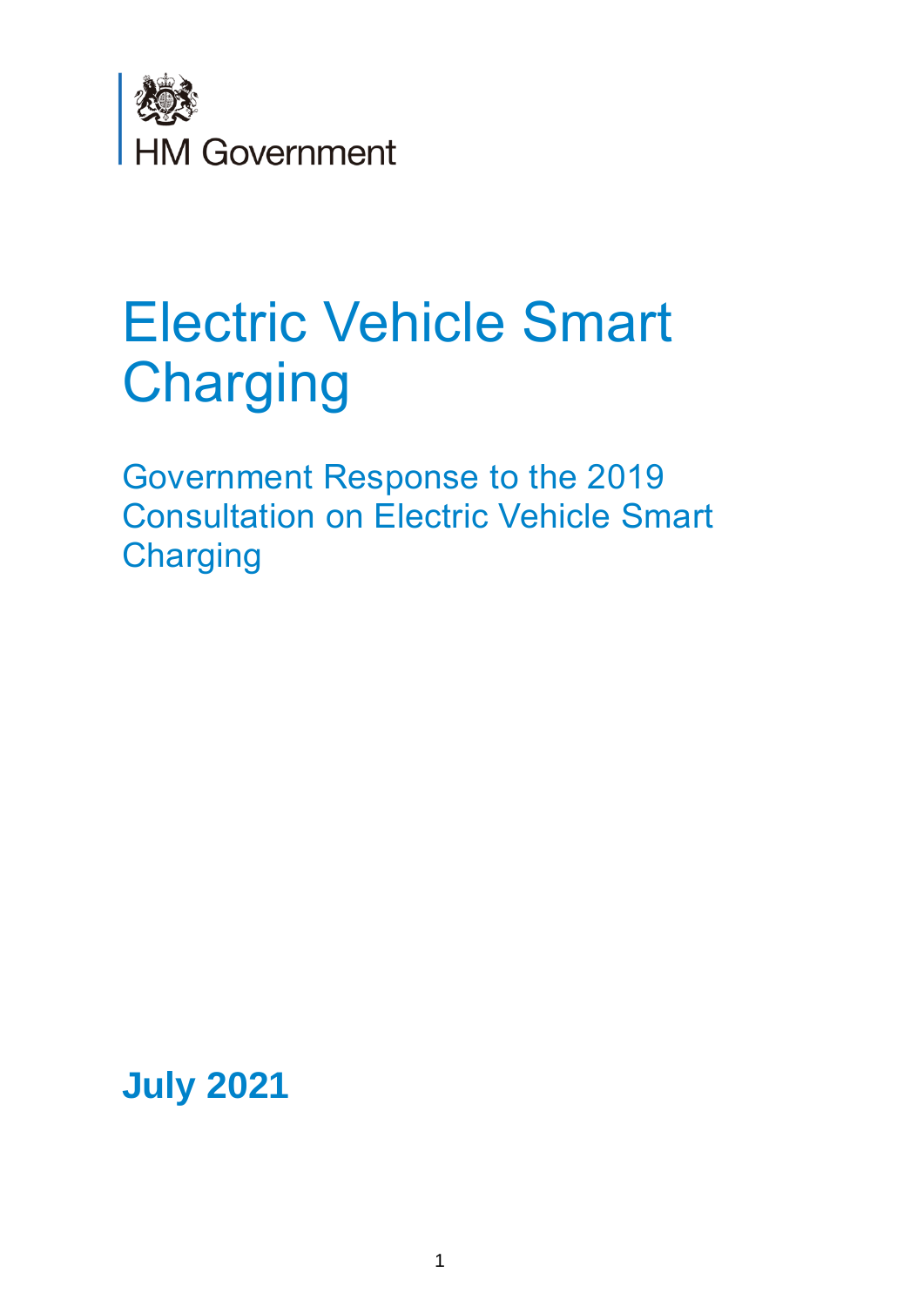HM Government

# Electric Vehicle Smart Charging

## Government Response to the 2019 Consultation on Electric Vehicle Smart Charging

**July 2021**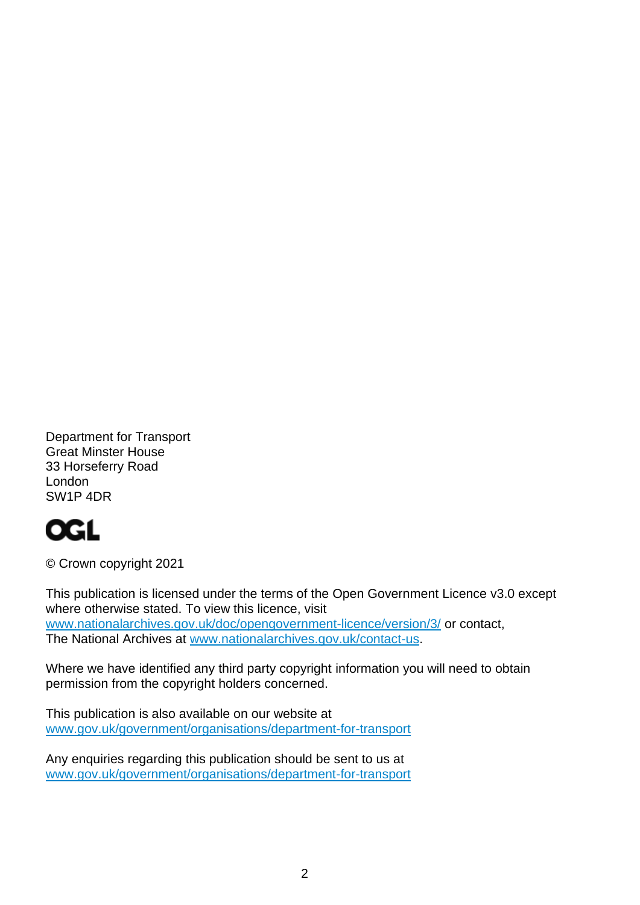Department for Transport
Great Minster House
33 Horseferry Road
London
SW1P 4DR

OGL

© Crown copyright 2021

This publication is licensed under the terms of the Open Government Licence v3.0 except where otherwise stated. To view this licence, visit [www.nationalarchives.gov.uk/doc/opengovernment-licence/version/3/](http://www.nationalarchives.gov.uk/doc/opengovernment-licence/version/3/) or contact, The National Archives at [www.nationalarchives.gov.uk/contact-us](http://www.nationalarchives.gov.uk/contact-us).

Where we have identified any third party copyright information you will need to obtain permission from the copyright holders concerned.

This publication is also available on our website at [www.gov.uk/government/organisations/department-for-transport](http://www.gov.uk/government/organisations/department-for-transport)

Any enquiries regarding this publication should be sent to us at [www.gov.uk/government/organisations/department-for-transport](http://www.gov.uk/government/organisations/department-for-transport)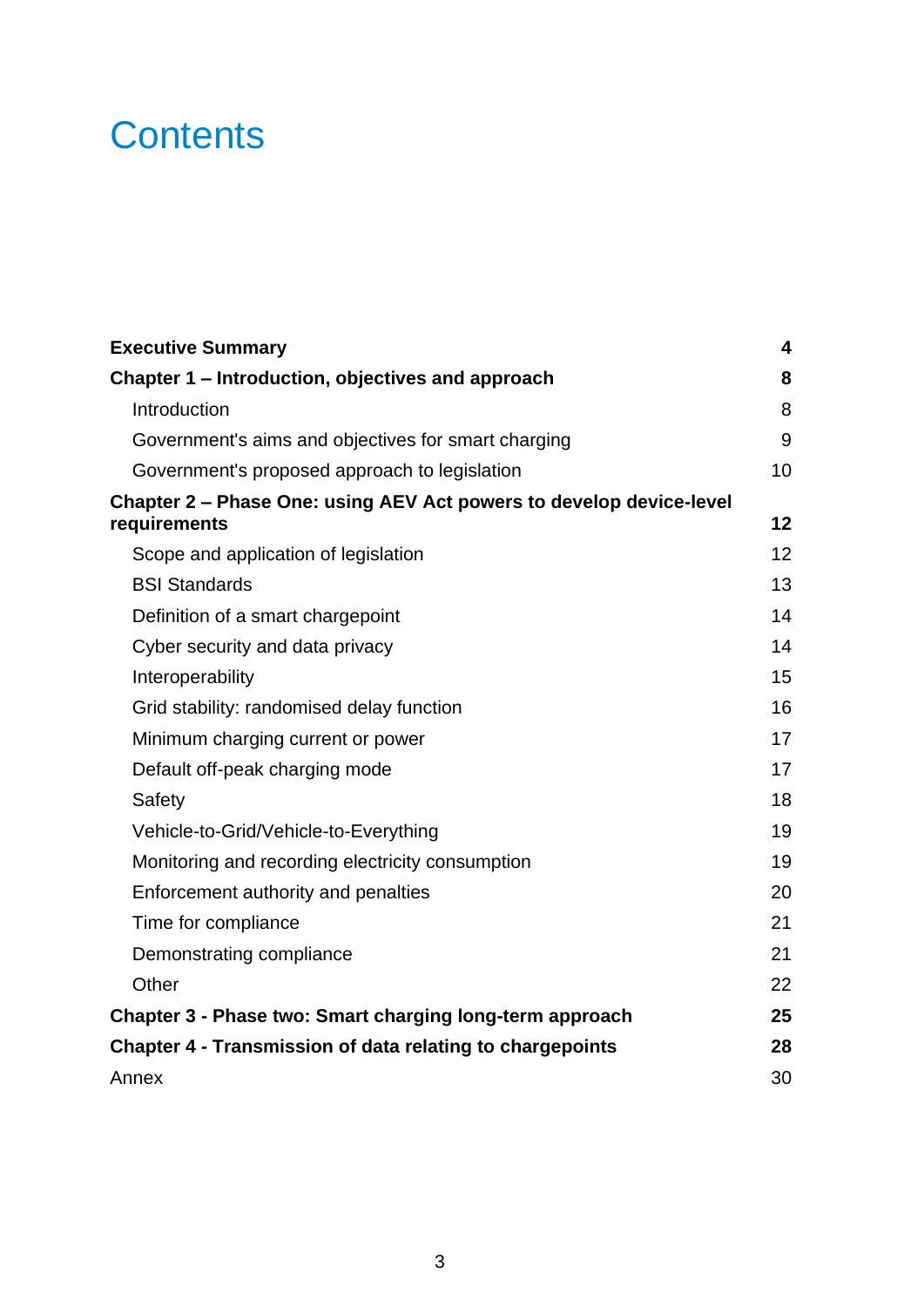# Contents

| | |
|---|---|
| **Executive Summary** | **4** |
| **Chapter 1 – Introduction, objectives and approach** | **8** |
| Introduction | 8 |
| Government's aims and objectives for smart charging | 9 |
| Government's proposed approach to legislation | 10 |
| **Chapter 2 – Phase One: using AEV Act powers to develop device-level requirements** | **12** |
| Scope and application of legislation | 12 |
| BSI Standards | 13 |
| Definition of a smart chargepoint | 14 |
| Cyber security and data privacy | 14 |
| Interoperability | 15 |
| Grid stability: randomised delay function | 16 |
| Minimum charging current or power | 17 |
| Default off-peak charging mode | 17 |
| Safety | 18 |
| Vehicle-to-Grid/Vehicle-to-Everything | 19 |
| Monitoring and recording electricity consumption | 19 |
| Enforcement authority and penalties | 20 |
| Time for compliance | 21 |
| Demonstrating compliance | 21 |
| Other | 22 |
| **Chapter 3 - Phase two: Smart charging long-term approach** | **25** |
| **Chapter 4 - Transmission of data relating to chargepoints** | **28** |
| Annex | 30 |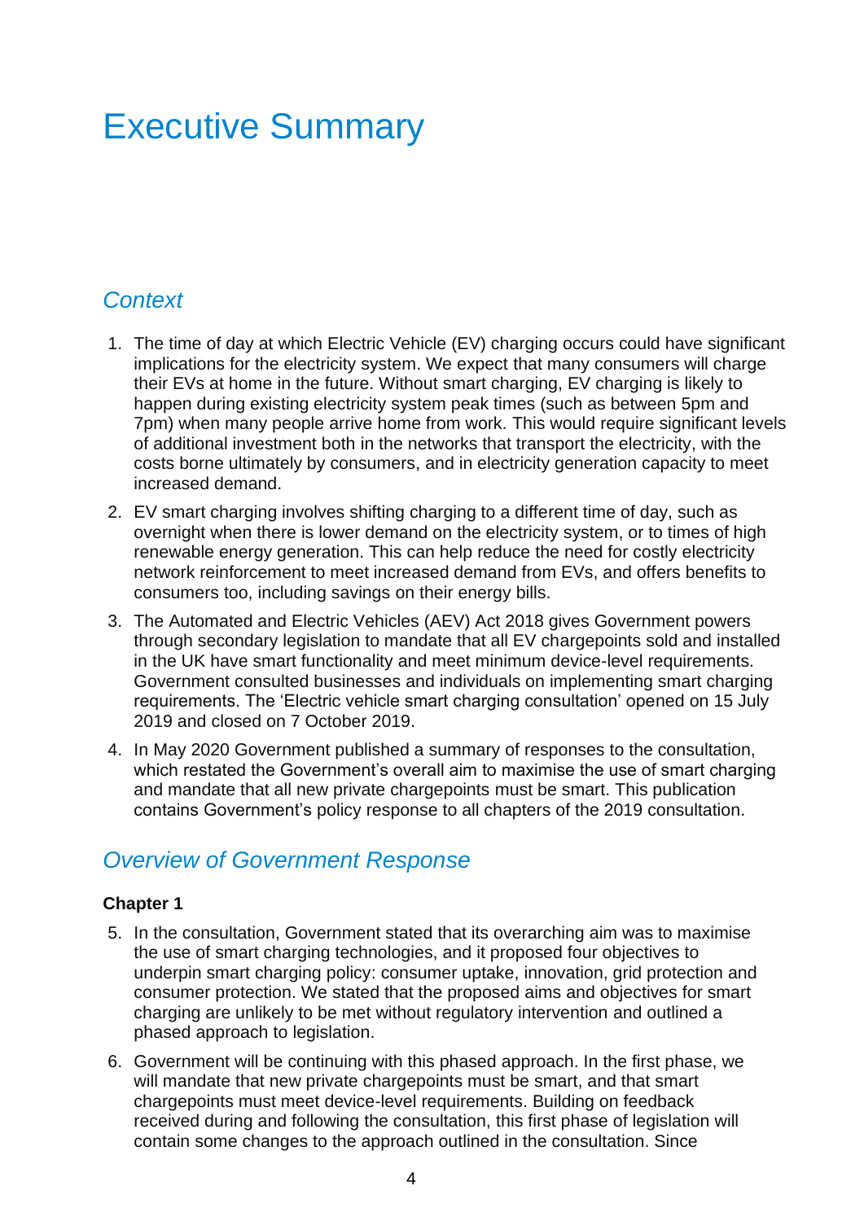# Executive Summary

## *Context*

1. The time of day at which Electric Vehicle (EV) charging occurs could have significant implications for the electricity system. We expect that many consumers will charge their EVs at home in the future. Without smart charging, EV charging is likely to happen during existing electricity system peak times (such as between 5pm and 7pm) when many people arrive home from work. This would require significant levels of additional investment both in the networks that transport the electricity, with the costs borne ultimately by consumers, and in electricity generation capacity to meet increased demand.
2. EV smart charging involves shifting charging to a different time of day, such as overnight when there is lower demand on the electricity system, or to times of high renewable energy generation. This can help reduce the need for costly electricity network reinforcement to meet increased demand from EVs, and offers benefits to consumers too, including savings on their energy bills.
3. The Automated and Electric Vehicles (AEV) Act 2018 gives Government powers through secondary legislation to mandate that all EV chargepoints sold and installed in the UK have smart functionality and meet minimum device-level requirements. Government consulted businesses and individuals on implementing smart charging requirements. The 'Electric vehicle smart charging consultation' opened on 15 July 2019 and closed on 7 October 2019.
4. In May 2020 Government published a summary of responses to the consultation, which restated the Government's overall aim to maximise the use of smart charging and mandate that all new private chargepoints must be smart. This publication contains Government's policy response to all chapters of the 2019 consultation.

## *Overview of Government Response*

**Chapter 1**

5. In the consultation, Government stated that its overarching aim was to maximise the use of smart charging technologies, and it proposed four objectives to underpin smart charging policy: consumer uptake, innovation, grid protection and consumer protection. We stated that the proposed aims and objectives for smart charging are unlikely to be met without regulatory intervention and outlined a phased approach to legislation.
6. Government will be continuing with this phased approach. In the first phase, we will mandate that new private chargepoints must be smart, and that smart chargepoints must meet device-level requirements. Building on feedback received during and following the consultation, this first phase of legislation will contain some changes to the approach outlined in the consultation. Since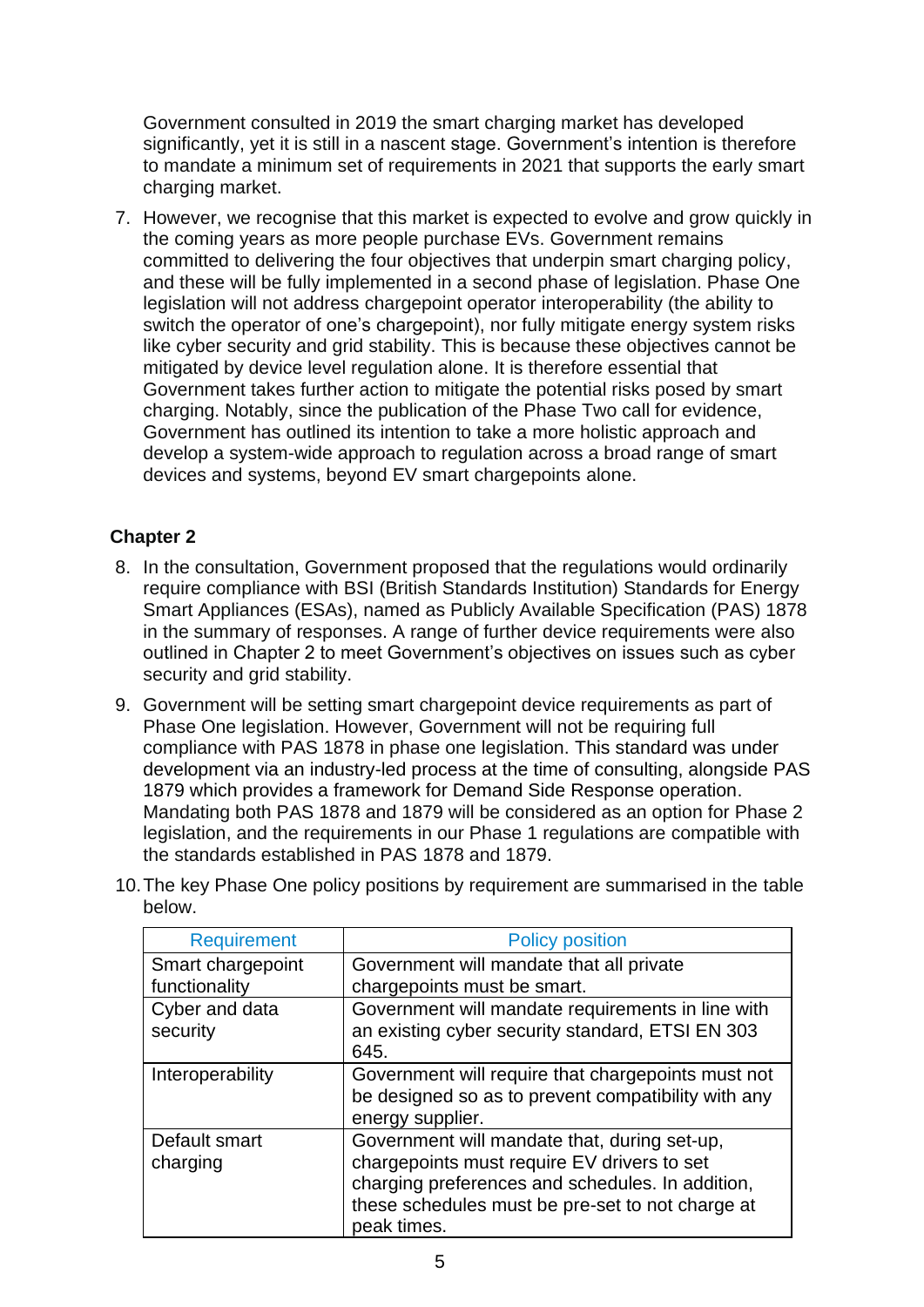Government consulted in 2019 the smart charging market has developed significantly, yet it is still in a nascent stage. Government's intention is therefore to mandate a minimum set of requirements in 2021 that supports the early smart charging market.

7. However, we recognise that this market is expected to evolve and grow quickly in the coming years as more people purchase EVs. Government remains committed to delivering the four objectives that underpin smart charging policy, and these will be fully implemented in a second phase of legislation. Phase One legislation will not address chargepoint operator interoperability (the ability to switch the operator of one's chargepoint), nor fully mitigate energy system risks like cyber security and grid stability. This is because these objectives cannot be mitigated by device level regulation alone. It is therefore essential that Government takes further action to mitigate the potential risks posed by smart charging. Notably, since the publication of the Phase Two call for evidence, Government has outlined its intention to take a more holistic approach and develop a system-wide approach to regulation across a broad range of smart devices and systems, beyond EV smart chargepoints alone.

**Chapter 2**

8. In the consultation, Government proposed that the regulations would ordinarily require compliance with BSI (British Standards Institution) Standards for Energy Smart Appliances (ESAs), named as Publicly Available Specification (PAS) 1878 in the summary of responses. A range of further device requirements were also outlined in Chapter 2 to meet Government's objectives on issues such as cyber security and grid stability.
9. Government will be setting smart chargepoint device requirements as part of Phase One legislation. However, Government will not be requiring full compliance with PAS 1878 in phase one legislation. This standard was under development via an industry-led process at the time of consulting, alongside PAS 1879 which provides a framework for Demand Side Response operation. Mandating both PAS 1878 and 1879 will be considered as an option for Phase 2 legislation, and the requirements in our Phase 1 regulations are compatible with the standards established in PAS 1878 and 1879.
10. The key Phase One policy positions by requirement are summarised in the table below.

| Requirement | Policy position |
|---|---|
| Smart chargepoint functionality | Government will mandate that all private chargepoints must be smart. |
| Cyber and data security | Government will mandate requirements in line with an existing cyber security standard, ETSI EN 303 645. |
| Interoperability | Government will require that chargepoints must not be designed so as to prevent compatibility with any energy supplier. |
| Default smart charging | Government will mandate that, during set-up, chargepoints must require EV drivers to set charging preferences and schedules. In addition, these schedules must be pre-set to not charge at peak times. |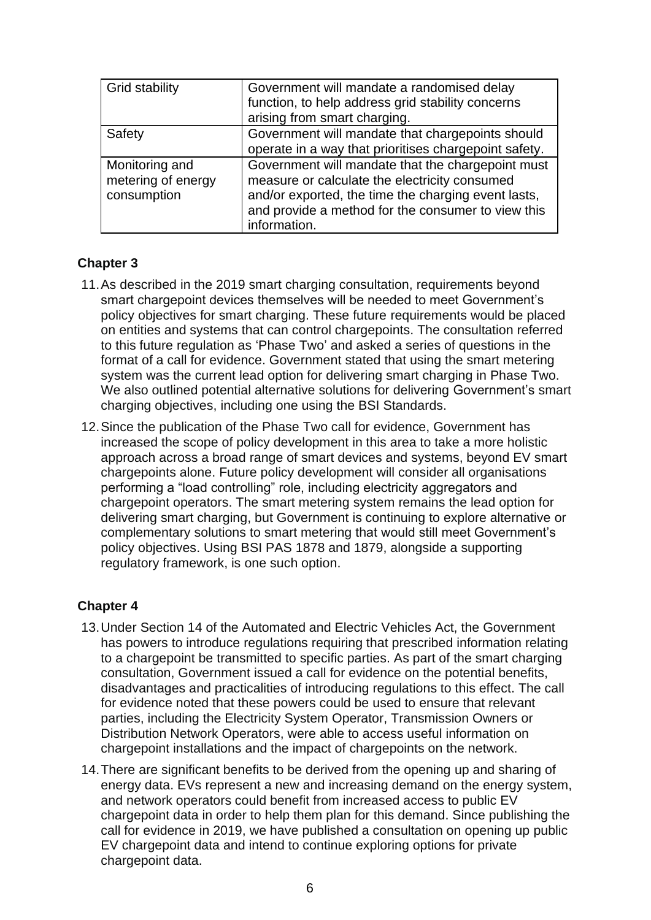| | |
|---|---|
| Grid stability | Government will mandate a randomised delay function, to help address grid stability concerns arising from smart charging. |
| Safety | Government will mandate that chargepoints should operate in a way that prioritises chargepoint safety. |
| Monitoring and metering of energy consumption | Government will mandate that the chargepoint must measure or calculate the electricity consumed and/or exported, the time the charging event lasts, and provide a method for the consumer to view this information. |

## Chapter 3

11. As described in the 2019 smart charging consultation, requirements beyond smart chargepoint devices themselves will be needed to meet Government's policy objectives for smart charging. These future requirements would be placed on entities and systems that can control chargepoints. The consultation referred to this future regulation as 'Phase Two' and asked a series of questions in the format of a call for evidence. Government stated that using the smart metering system was the current lead option for delivering smart charging in Phase Two. We also outlined potential alternative solutions for delivering Government's smart charging objectives, including one using the BSI Standards.

12. Since the publication of the Phase Two call for evidence, Government has increased the scope of policy development in this area to take a more holistic approach across a broad range of smart devices and systems, beyond EV smart chargepoints alone. Future policy development will consider all organisations performing a "load controlling" role, including electricity aggregators and chargepoint operators. The smart metering system remains the lead option for delivering smart charging, but Government is continuing to explore alternative or complementary solutions to smart metering that would still meet Government's policy objectives. Using BSI PAS 1878 and 1879, alongside a supporting regulatory framework, is one such option.

## Chapter 4

13. Under Section 14 of the Automated and Electric Vehicles Act, the Government has powers to introduce regulations requiring that prescribed information relating to a chargepoint be transmitted to specific parties. As part of the smart charging consultation, Government issued a call for evidence on the potential benefits, disadvantages and practicalities of introducing regulations to this effect. The call for evidence noted that these powers could be used to ensure that relevant parties, including the Electricity System Operator, Transmission Owners or Distribution Network Operators, were able to access useful information on chargepoint installations and the impact of chargepoints on the network.

14. There are significant benefits to be derived from the opening up and sharing of energy data. EVs represent a new and increasing demand on the energy system, and network operators could benefit from increased access to public EV chargepoint data in order to help them plan for this demand. Since publishing the call for evidence in 2019, we have published a consultation on opening up public EV chargepoint data and intend to continue exploring options for private chargepoint data.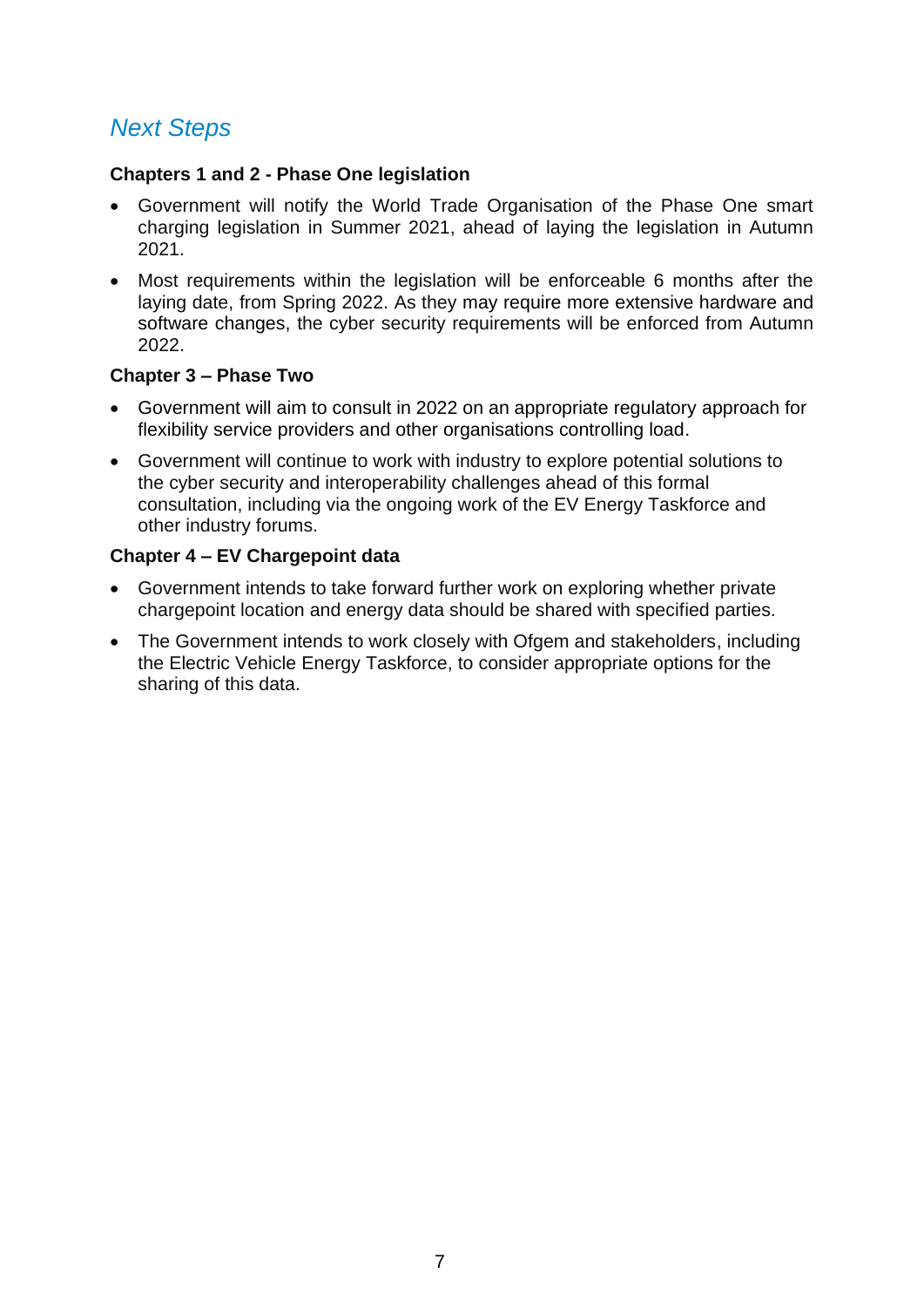## *Next Steps*

**Chapters 1 and 2 - Phase One legislation**

- Government will notify the World Trade Organisation of the Phase One smart charging legislation in Summer 2021, ahead of laying the legislation in Autumn 2021.
- Most requirements within the legislation will be enforceable 6 months after the laying date, from Spring 2022. As they may require more extensive hardware and software changes, the cyber security requirements will be enforced from Autumn 2022.

**Chapter 3 – Phase Two**

- Government will aim to consult in 2022 on an appropriate regulatory approach for flexibility service providers and other organisations controlling load.
- Government will continue to work with industry to explore potential solutions to the cyber security and interoperability challenges ahead of this formal consultation, including via the ongoing work of the EV Energy Taskforce and other industry forums.

**Chapter 4 – EV Chargepoint data**

- Government intends to take forward further work on exploring whether private chargepoint location and energy data should be shared with specified parties.
- The Government intends to work closely with Ofgem and stakeholders, including the Electric Vehicle Energy Taskforce, to consider appropriate options for the sharing of this data.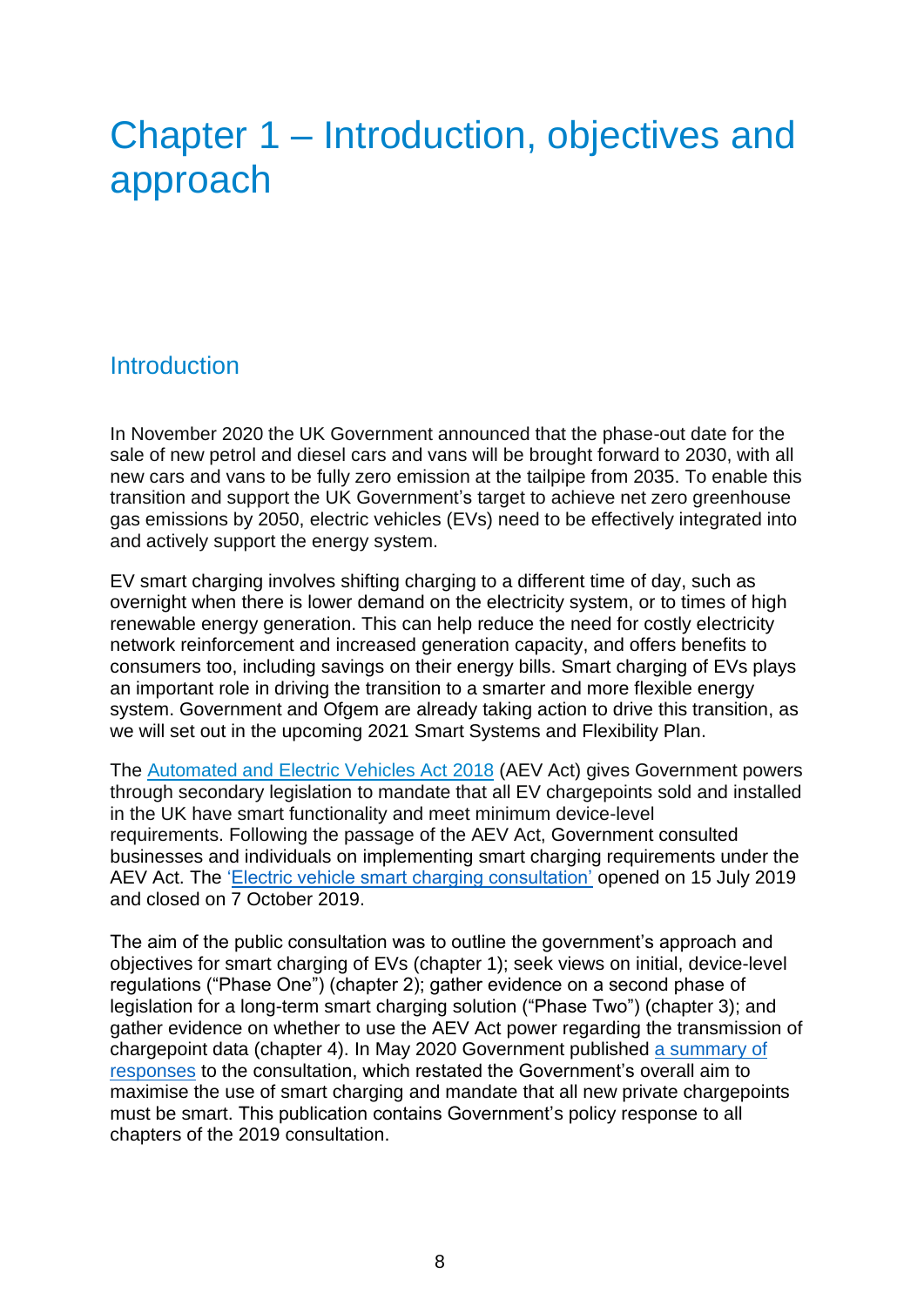# Chapter 1 – Introduction, objectives and approach

## Introduction

In November 2020 the UK Government announced that the phase-out date for the sale of new petrol and diesel cars and vans will be brought forward to 2030, with all new cars and vans to be fully zero emission at the tailpipe from 2035. To enable this transition and support the UK Government's target to achieve net zero greenhouse gas emissions by 2050, electric vehicles (EVs) need to be effectively integrated into and actively support the energy system.

EV smart charging involves shifting charging to a different time of day, such as overnight when there is lower demand on the electricity system, or to times of high renewable energy generation. This can help reduce the need for costly electricity network reinforcement and increased generation capacity, and offers benefits to consumers too, including savings on their energy bills. Smart charging of EVs plays an important role in driving the transition to a smarter and more flexible energy system. Government and Ofgem are already taking action to drive this transition, as we will set out in the upcoming 2021 Smart Systems and Flexibility Plan.

The Automated and Electric Vehicles Act 2018 (AEV Act) gives Government powers through secondary legislation to mandate that all EV chargepoints sold and installed in the UK have smart functionality and meet minimum device-level requirements. Following the passage of the AEV Act, Government consulted businesses and individuals on implementing smart charging requirements under the AEV Act. The 'Electric vehicle smart charging consultation' opened on 15 July 2019 and closed on 7 October 2019.

The aim of the public consultation was to outline the government's approach and objectives for smart charging of EVs (chapter 1); seek views on initial, device-level regulations ("Phase One") (chapter 2); gather evidence on a second phase of legislation for a long-term smart charging solution ("Phase Two") (chapter 3); and gather evidence on whether to use the AEV Act power regarding the transmission of chargepoint data (chapter 4). In May 2020 Government published a summary of responses to the consultation, which restated the Government's overall aim to maximise the use of smart charging and mandate that all new private chargepoints must be smart. This publication contains Government's policy response to all chapters of the 2019 consultation.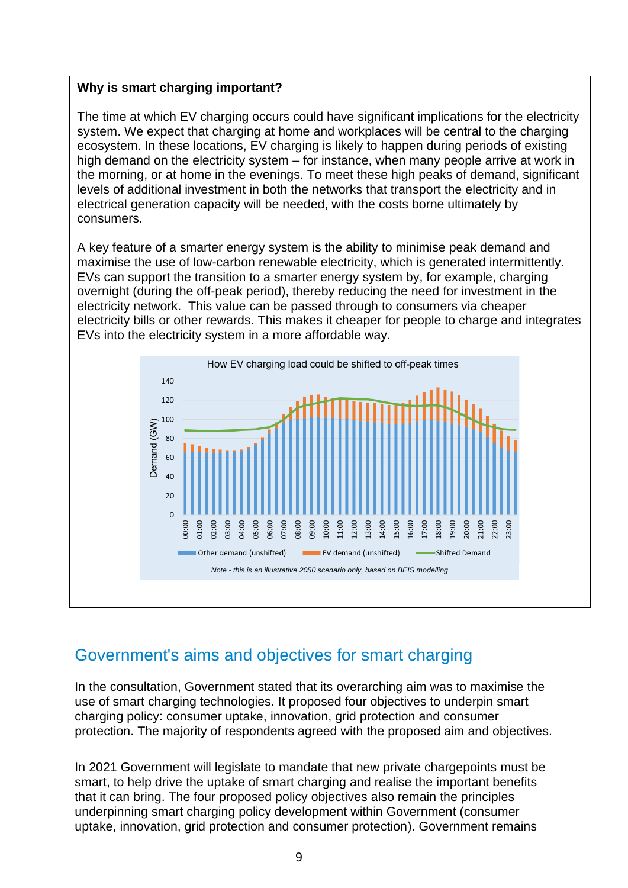**Why is smart charging important?**

The time at which EV charging occurs could have significant implications for the electricity system. We expect that charging at home and workplaces will be central to the charging ecosystem. In these locations, EV charging is likely to happen during periods of existing high demand on the electricity system – for instance, when many people arrive at work in the morning, or at home in the evenings. To meet these high peaks of demand, significant levels of additional investment in both the networks that transport the electricity and in electrical generation capacity will be needed, with the costs borne ultimately by consumers.

A key feature of a smarter energy system is the ability to minimise peak demand and maximise the use of low-carbon renewable electricity, which is generated intermittently. EVs can support the transition to a smarter energy system by, for example, charging overnight (during the off-peak period), thereby reducing the need for investment in the electricity network. This value can be passed through to consumers via cheaper electricity bills or other rewards. This makes it cheaper for people to charge and integrates EVs into the electricity system in a more affordable way.

How EV charging load could be shifted to off-peak times

*Note - this is an illustrative 2050 scenario only, based on BEIS modelling*

## Government's aims and objectives for smart charging

In the consultation, Government stated that its overarching aim was to maximise the use of smart charging technologies. It proposed four objectives to underpin smart charging policy: consumer uptake, innovation, grid protection and consumer protection. The majority of respondents agreed with the proposed aim and objectives.

In 2021 Government will legislate to mandate that new private chargepoints must be smart, to help drive the uptake of smart charging and realise the important benefits that it can bring. The four proposed policy objectives also remain the principles underpinning smart charging policy development within Government (consumer uptake, innovation, grid protection and consumer protection). Government remains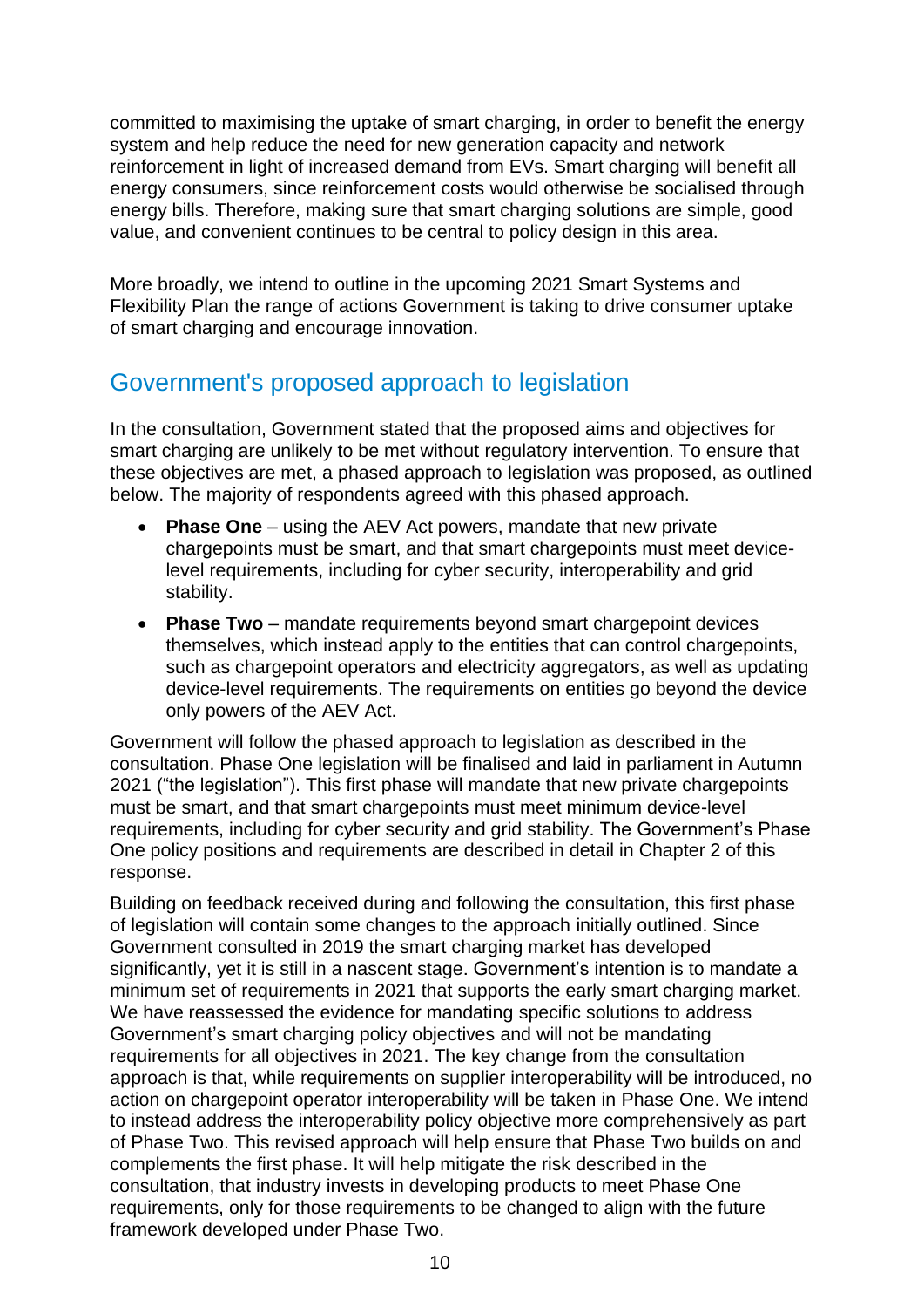committed to maximising the uptake of smart charging, in order to benefit the energy system and help reduce the need for new generation capacity and network reinforcement in light of increased demand from EVs. Smart charging will benefit all energy consumers, since reinforcement costs would otherwise be socialised through energy bills. Therefore, making sure that smart charging solutions are simple, good value, and convenient continues to be central to policy design in this area.

More broadly, we intend to outline in the upcoming 2021 Smart Systems and Flexibility Plan the range of actions Government is taking to drive consumer uptake of smart charging and encourage innovation.

## Government's proposed approach to legislation

In the consultation, Government stated that the proposed aims and objectives for smart charging are unlikely to be met without regulatory intervention. To ensure that these objectives are met, a phased approach to legislation was proposed, as outlined below. The majority of respondents agreed with this phased approach.

- **Phase One** – using the AEV Act powers, mandate that new private chargepoints must be smart, and that smart chargepoints must meet device-level requirements, including for cyber security, interoperability and grid stability.
- **Phase Two** – mandate requirements beyond smart chargepoint devices themselves, which instead apply to the entities that can control chargepoints, such as chargepoint operators and electricity aggregators, as well as updating device-level requirements. The requirements on entities go beyond the device only powers of the AEV Act.

Government will follow the phased approach to legislation as described in the consultation. Phase One legislation will be finalised and laid in parliament in Autumn 2021 ("the legislation"). This first phase will mandate that new private chargepoints must be smart, and that smart chargepoints must meet minimum device-level requirements, including for cyber security and grid stability. The Government's Phase One policy positions and requirements are described in detail in Chapter 2 of this response.

Building on feedback received during and following the consultation, this first phase of legislation will contain some changes to the approach initially outlined. Since Government consulted in 2019 the smart charging market has developed significantly, yet it is still in a nascent stage. Government's intention is to mandate a minimum set of requirements in 2021 that supports the early smart charging market. We have reassessed the evidence for mandating specific solutions to address Government's smart charging policy objectives and will not be mandating requirements for all objectives in 2021. The key change from the consultation approach is that, while requirements on supplier interoperability will be introduced, no action on chargepoint operator interoperability will be taken in Phase One. We intend to instead address the interoperability policy objective more comprehensively as part of Phase Two. This revised approach will help ensure that Phase Two builds on and complements the first phase. It will help mitigate the risk described in the consultation, that industry invests in developing products to meet Phase One requirements, only for those requirements to be changed to align with the future framework developed under Phase Two.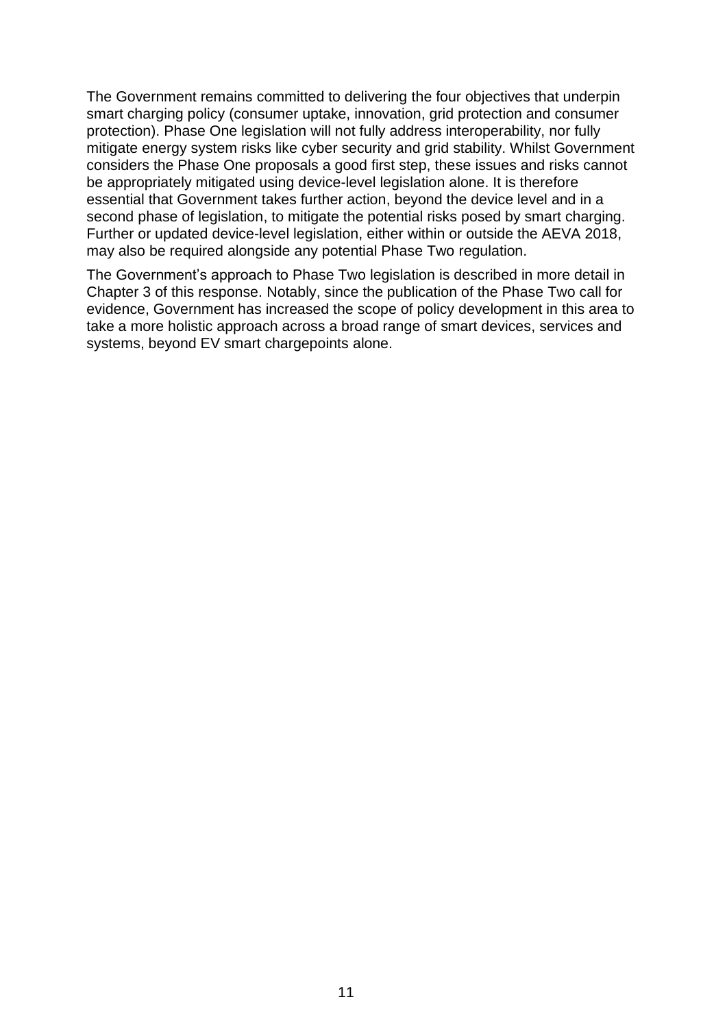The Government remains committed to delivering the four objectives that underpin smart charging policy (consumer uptake, innovation, grid protection and consumer protection). Phase One legislation will not fully address interoperability, nor fully mitigate energy system risks like cyber security and grid stability. Whilst Government considers the Phase One proposals a good first step, these issues and risks cannot be appropriately mitigated using device-level legislation alone. It is therefore essential that Government takes further action, beyond the device level and in a second phase of legislation, to mitigate the potential risks posed by smart charging. Further or updated device-level legislation, either within or outside the AEVA 2018, may also be required alongside any potential Phase Two regulation.

The Government's approach to Phase Two legislation is described in more detail in Chapter 3 of this response. Notably, since the publication of the Phase Two call for evidence, Government has increased the scope of policy development in this area to take a more holistic approach across a broad range of smart devices, services and systems, beyond EV smart chargepoints alone.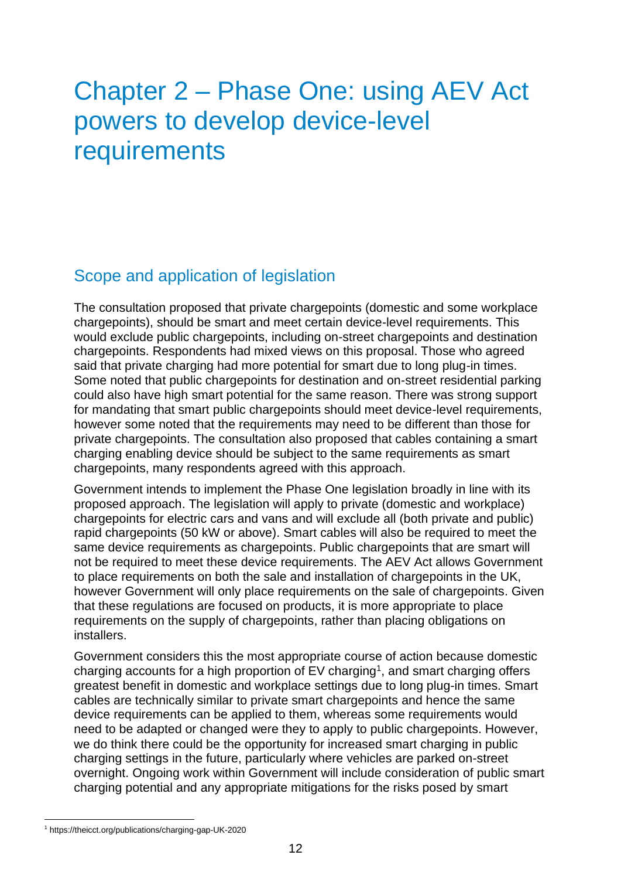# Chapter 2 – Phase One: using AEV Act powers to develop device-level requirements

## Scope and application of legislation

The consultation proposed that private chargepoints (domestic and some workplace chargepoints), should be smart and meet certain device-level requirements. This would exclude public chargepoints, including on-street chargepoints and destination chargepoints. Respondents had mixed views on this proposal. Those who agreed said that private charging had more potential for smart due to long plug-in times. Some noted that public chargepoints for destination and on-street residential parking could also have high smart potential for the same reason. There was strong support for mandating that smart public chargepoints should meet device-level requirements, however some noted that the requirements may need to be different than those for private chargepoints. The consultation also proposed that cables containing a smart charging enabling device should be subject to the same requirements as smart chargepoints, many respondents agreed with this approach.

Government intends to implement the Phase One legislation broadly in line with its proposed approach. The legislation will apply to private (domestic and workplace) chargepoints for electric cars and vans and will exclude all (both private and public) rapid chargepoints (50 kW or above). Smart cables will also be required to meet the same device requirements as chargepoints. Public chargepoints that are smart will not be required to meet these device requirements. The AEV Act allows Government to place requirements on both the sale and installation of chargepoints in the UK, however Government will only place requirements on the sale of chargepoints. Given that these regulations are focused on products, it is more appropriate to place requirements on the supply of chargepoints, rather than placing obligations on installers.

Government considers this the most appropriate course of action because domestic charging accounts for a high proportion of EV charging[1], and smart charging offers greatest benefit in domestic and workplace settings due to long plug-in times. Smart cables are technically similar to private smart chargepoints and hence the same device requirements can be applied to them, whereas some requirements would need to be adapted or changed were they to apply to public chargepoints. However, we do think there could be the opportunity for increased smart charging in public charging settings in the future, particularly where vehicles are parked on-street overnight. Ongoing work within Government will include consideration of public smart charging potential and any appropriate mitigations for the risks posed by smart

[1] https://theicct.org/publications/charging-gap-UK-2020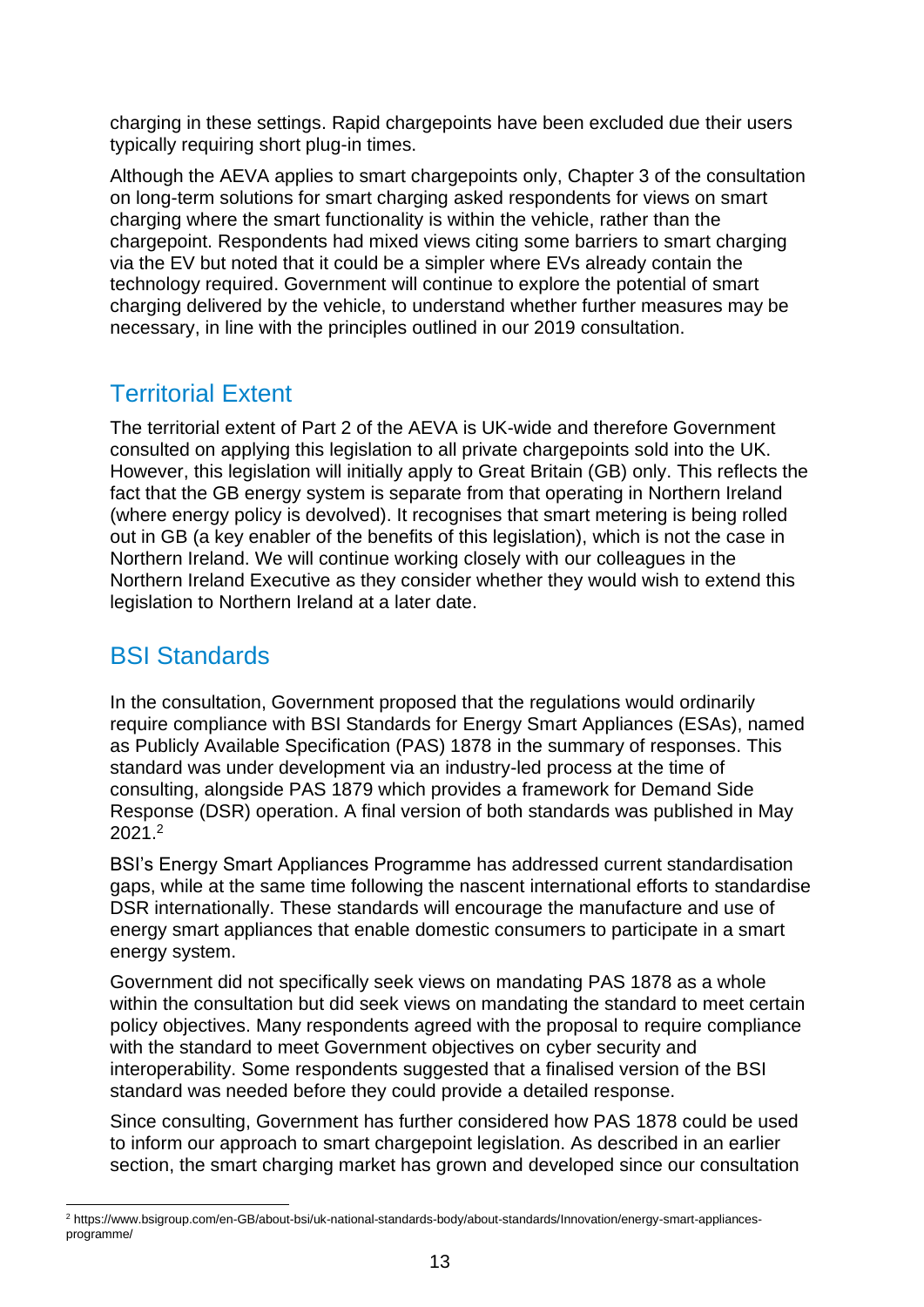charging in these settings. Rapid chargepoints have been excluded due their users typically requiring short plug-in times.

Although the AEVA applies to smart chargepoints only, Chapter 3 of the consultation on long-term solutions for smart charging asked respondents for views on smart charging where the smart functionality is within the vehicle, rather than the chargepoint. Respondents had mixed views citing some barriers to smart charging via the EV but noted that it could be a simpler where EVs already contain the technology required. Government will continue to explore the potential of smart charging delivered by the vehicle, to understand whether further measures may be necessary, in line with the principles outlined in our 2019 consultation.

## Territorial Extent

The territorial extent of Part 2 of the AEVA is UK-wide and therefore Government consulted on applying this legislation to all private chargepoints sold into the UK. However, this legislation will initially apply to Great Britain (GB) only. This reflects the fact that the GB energy system is separate from that operating in Northern Ireland (where energy policy is devolved). It recognises that smart metering is being rolled out in GB (a key enabler of the benefits of this legislation), which is not the case in Northern Ireland. We will continue working closely with our colleagues in the Northern Ireland Executive as they consider whether they would wish to extend this legislation to Northern Ireland at a later date.

## BSI Standards

In the consultation, Government proposed that the regulations would ordinarily require compliance with BSI Standards for Energy Smart Appliances (ESAs), named as Publicly Available Specification (PAS) 1878 in the summary of responses. This standard was under development via an industry-led process at the time of consulting, alongside PAS 1879 which provides a framework for Demand Side Response (DSR) operation. A final version of both standards was published in May 2021.[2]

BSI's Energy Smart Appliances Programme has addressed current standardisation gaps, while at the same time following the nascent international efforts to standardise DSR internationally. These standards will encourage the manufacture and use of energy smart appliances that enable domestic consumers to participate in a smart energy system.

Government did not specifically seek views on mandating PAS 1878 as a whole within the consultation but did seek views on mandating the standard to meet certain policy objectives. Many respondents agreed with the proposal to require compliance with the standard to meet Government objectives on cyber security and interoperability. Some respondents suggested that a finalised version of the BSI standard was needed before they could provide a detailed response.

Since consulting, Government has further considered how PAS 1878 could be used to inform our approach to smart chargepoint legislation. As described in an earlier section, the smart charging market has grown and developed since our consultation

[2] https://www.bsigroup.com/en-GB/about-bsi/uk-national-standards-body/about-standards/Innovation/energy-smart-appliances-programme/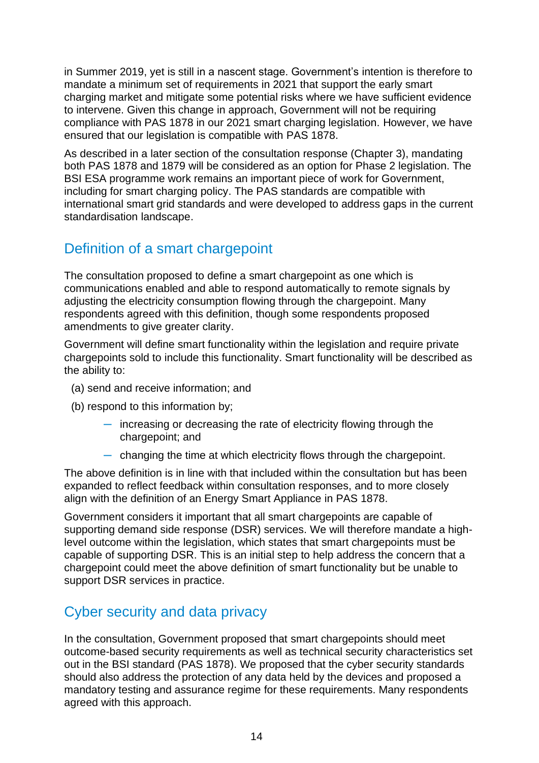in Summer 2019, yet is still in a nascent stage. Government's intention is therefore to mandate a minimum set of requirements in 2021 that support the early smart charging market and mitigate some potential risks where we have sufficient evidence to intervene. Given this change in approach, Government will not be requiring compliance with PAS 1878 in our 2021 smart charging legislation. However, we have ensured that our legislation is compatible with PAS 1878.

As described in a later section of the consultation response (Chapter 3), mandating both PAS 1878 and 1879 will be considered as an option for Phase 2 legislation. The BSI ESA programme work remains an important piece of work for Government, including for smart charging policy. The PAS standards are compatible with international smart grid standards and were developed to address gaps in the current standardisation landscape.

## Definition of a smart chargepoint

The consultation proposed to define a smart chargepoint as one which is communications enabled and able to respond automatically to remote signals by adjusting the electricity consumption flowing through the chargepoint. Many respondents agreed with this definition, though some respondents proposed amendments to give greater clarity.

Government will define smart functionality within the legislation and require private chargepoints sold to include this functionality. Smart functionality will be described as the ability to:

(a) send and receive information; and

(b) respond to this information by;

- increasing or decreasing the rate of electricity flowing through the chargepoint; and
- changing the time at which electricity flows through the chargepoint.

The above definition is in line with that included within the consultation but has been expanded to reflect feedback within consultation responses, and to more closely align with the definition of an Energy Smart Appliance in PAS 1878.

Government considers it important that all smart chargepoints are capable of supporting demand side response (DSR) services. We will therefore mandate a high-level outcome within the legislation, which states that smart chargepoints must be capable of supporting DSR. This is an initial step to help address the concern that a chargepoint could meet the above definition of smart functionality but be unable to support DSR services in practice.

## Cyber security and data privacy

In the consultation, Government proposed that smart chargepoints should meet outcome-based security requirements as well as technical security characteristics set out in the BSI standard (PAS 1878). We proposed that the cyber security standards should also address the protection of any data held by the devices and proposed a mandatory testing and assurance regime for these requirements. Many respondents agreed with this approach.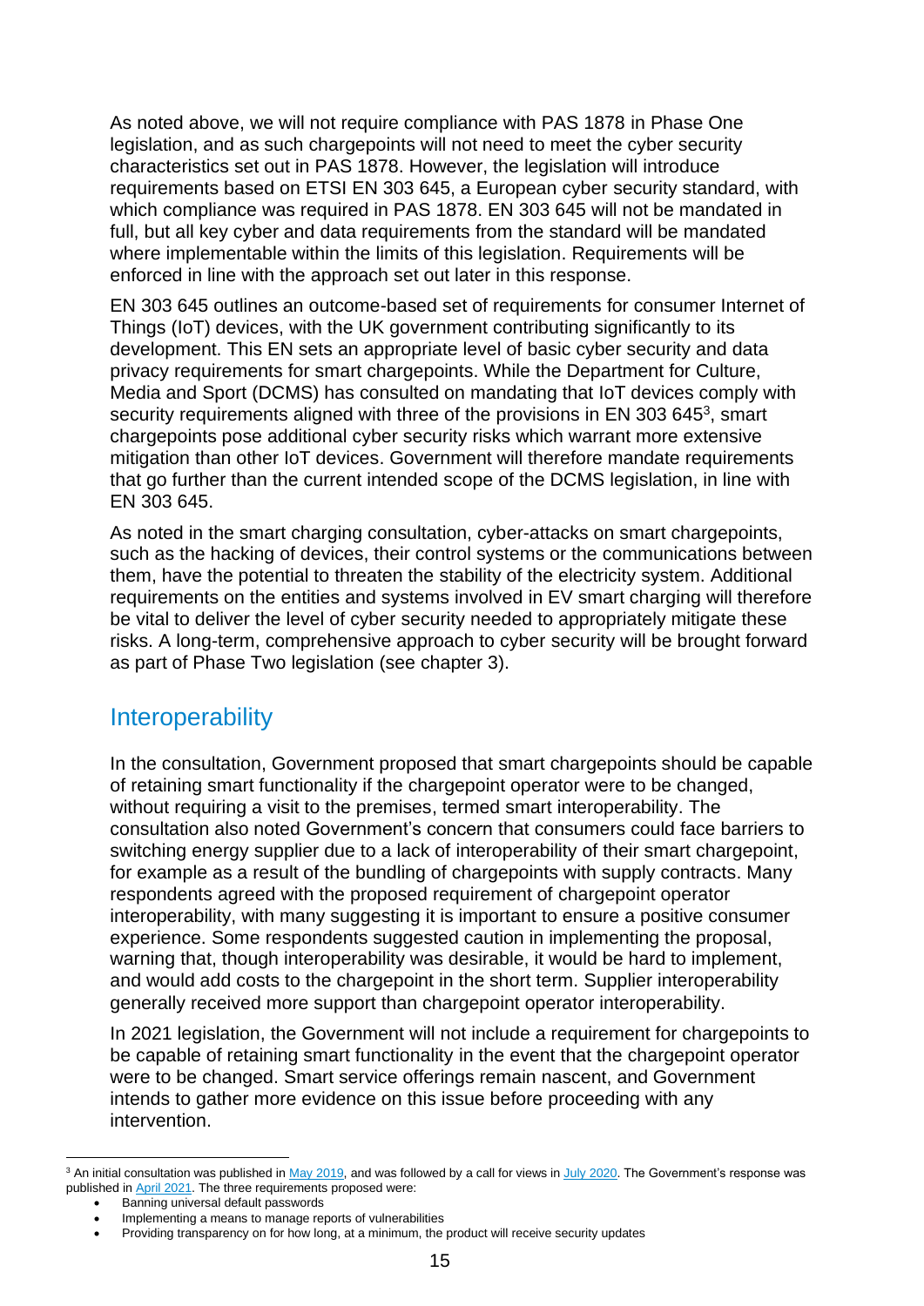As noted above, we will not require compliance with PAS 1878 in Phase One legislation, and as such chargepoints will not need to meet the cyber security characteristics set out in PAS 1878. However, the legislation will introduce requirements based on ETSI EN 303 645, a European cyber security standard, with which compliance was required in PAS 1878. EN 303 645 will not be mandated in full, but all key cyber and data requirements from the standard will be mandated where implementable within the limits of this legislation. Requirements will be enforced in line with the approach set out later in this response.

EN 303 645 outlines an outcome-based set of requirements for consumer Internet of Things (IoT) devices, with the UK government contributing significantly to its development. This EN sets an appropriate level of basic cyber security and data privacy requirements for smart chargepoints. While the Department for Culture, Media and Sport (DCMS) has consulted on mandating that IoT devices comply with security requirements aligned with three of the provisions in EN 303 645[3], smart chargepoints pose additional cyber security risks which warrant more extensive mitigation than other IoT devices. Government will therefore mandate requirements that go further than the current intended scope of the DCMS legislation, in line with EN 303 645.

As noted in the smart charging consultation, cyber-attacks on smart chargepoints, such as the hacking of devices, their control systems or the communications between them, have the potential to threaten the stability of the electricity system. Additional requirements on the entities and systems involved in EV smart charging will therefore be vital to deliver the level of cyber security needed to appropriately mitigate these risks. A long-term, comprehensive approach to cyber security will be brought forward as part of Phase Two legislation (see chapter 3).

## Interoperability

In the consultation, Government proposed that smart chargepoints should be capable of retaining smart functionality if the chargepoint operator were to be changed, without requiring a visit to the premises, termed smart interoperability. The consultation also noted Government's concern that consumers could face barriers to switching energy supplier due to a lack of interoperability of their smart chargepoint, for example as a result of the bundling of chargepoints with supply contracts. Many respondents agreed with the proposed requirement of chargepoint operator interoperability, with many suggesting it is important to ensure a positive consumer experience. Some respondents suggested caution in implementing the proposal, warning that, though interoperability was desirable, it would be hard to implement, and would add costs to the chargepoint in the short term. Supplier interoperability generally received more support than chargepoint operator interoperability.

In 2021 legislation, the Government will not include a requirement for chargepoints to be capable of retaining smart functionality in the event that the chargepoint operator were to be changed. Smart service offerings remain nascent, and Government intends to gather more evidence on this issue before proceeding with any intervention.

---

[3] An initial consultation was published in May 2019, and was followed by a call for views in July 2020. The Government's response was published in April 2021. The three requirements proposed were:

- Banning universal default passwords
- Implementing a means to manage reports of vulnerabilities
- Providing transparency on for how long, at a minimum, the product will receive security updates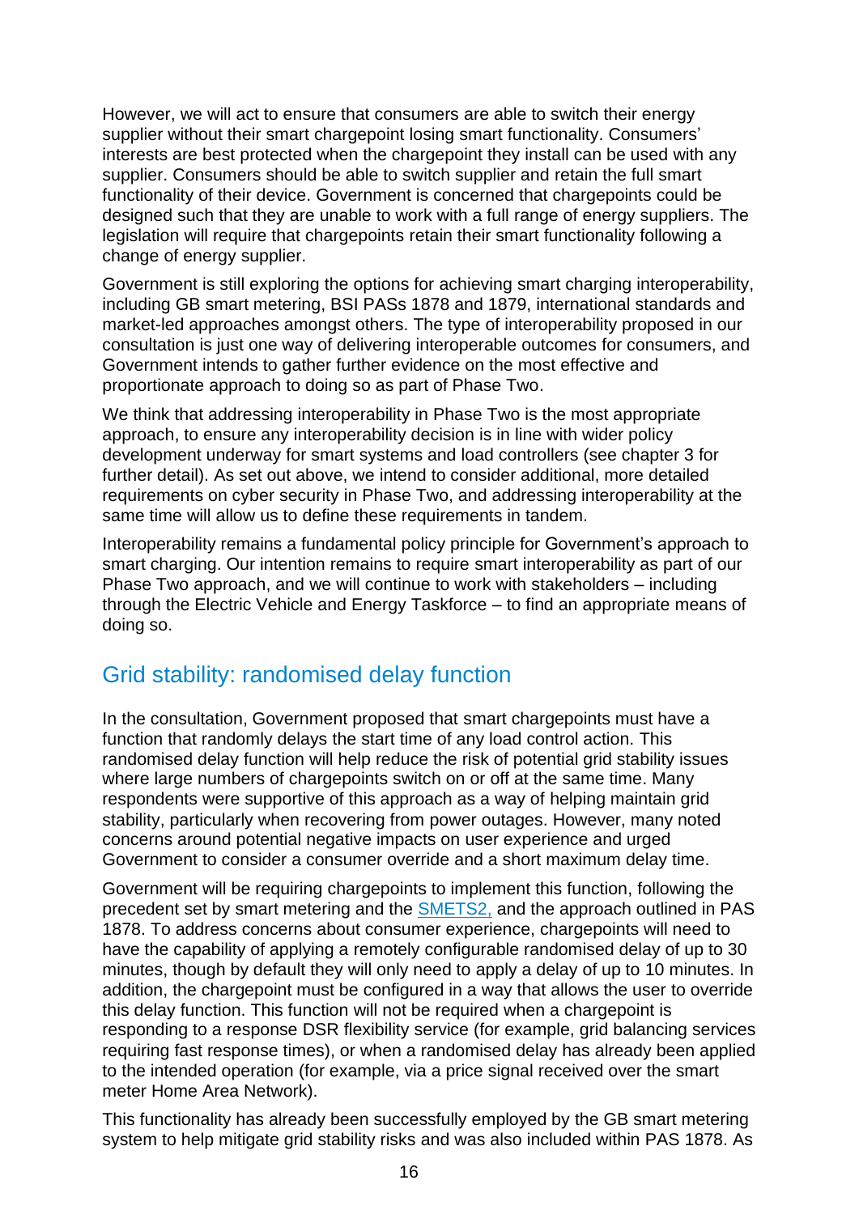However, we will act to ensure that consumers are able to switch their energy supplier without their smart chargepoint losing smart functionality. Consumers' interests are best protected when the chargepoint they install can be used with any supplier. Consumers should be able to switch supplier and retain the full smart functionality of their device. Government is concerned that chargepoints could be designed such that they are unable to work with a full range of energy suppliers. The legislation will require that chargepoints retain their smart functionality following a change of energy supplier.

Government is still exploring the options for achieving smart charging interoperability, including GB smart metering, BSI PASs 1878 and 1879, international standards and market-led approaches amongst others. The type of interoperability proposed in our consultation is just one way of delivering interoperable outcomes for consumers, and Government intends to gather further evidence on the most effective and proportionate approach to doing so as part of Phase Two.

We think that addressing interoperability in Phase Two is the most appropriate approach, to ensure any interoperability decision is in line with wider policy development underway for smart systems and load controllers (see chapter 3 for further detail). As set out above, we intend to consider additional, more detailed requirements on cyber security in Phase Two, and addressing interoperability at the same time will allow us to define these requirements in tandem.

Interoperability remains a fundamental policy principle for Government's approach to smart charging. Our intention remains to require smart interoperability as part of our Phase Two approach, and we will continue to work with stakeholders – including through the Electric Vehicle and Energy Taskforce – to find an appropriate means of doing so.

## Grid stability: randomised delay function

In the consultation, Government proposed that smart chargepoints must have a function that randomly delays the start time of any load control action. This randomised delay function will help reduce the risk of potential grid stability issues where large numbers of chargepoints switch on or off at the same time. Many respondents were supportive of this approach as a way of helping maintain grid stability, particularly when recovering from power outages. However, many noted concerns around potential negative impacts on user experience and urged Government to consider a consumer override and a short maximum delay time.

Government will be requiring chargepoints to implement this function, following the precedent set by smart metering and the SMETS2, and the approach outlined in PAS 1878. To address concerns about consumer experience, chargepoints will need to have the capability of applying a remotely configurable randomised delay of up to 30 minutes, though by default they will only need to apply a delay of up to 10 minutes. In addition, the chargepoint must be configured in a way that allows the user to override this delay function. This function will not be required when a chargepoint is responding to a response DSR flexibility service (for example, grid balancing services requiring fast response times), or when a randomised delay has already been applied to the intended operation (for example, via a price signal received over the smart meter Home Area Network).

This functionality has already been successfully employed by the GB smart metering system to help mitigate grid stability risks and was also included within PAS 1878. As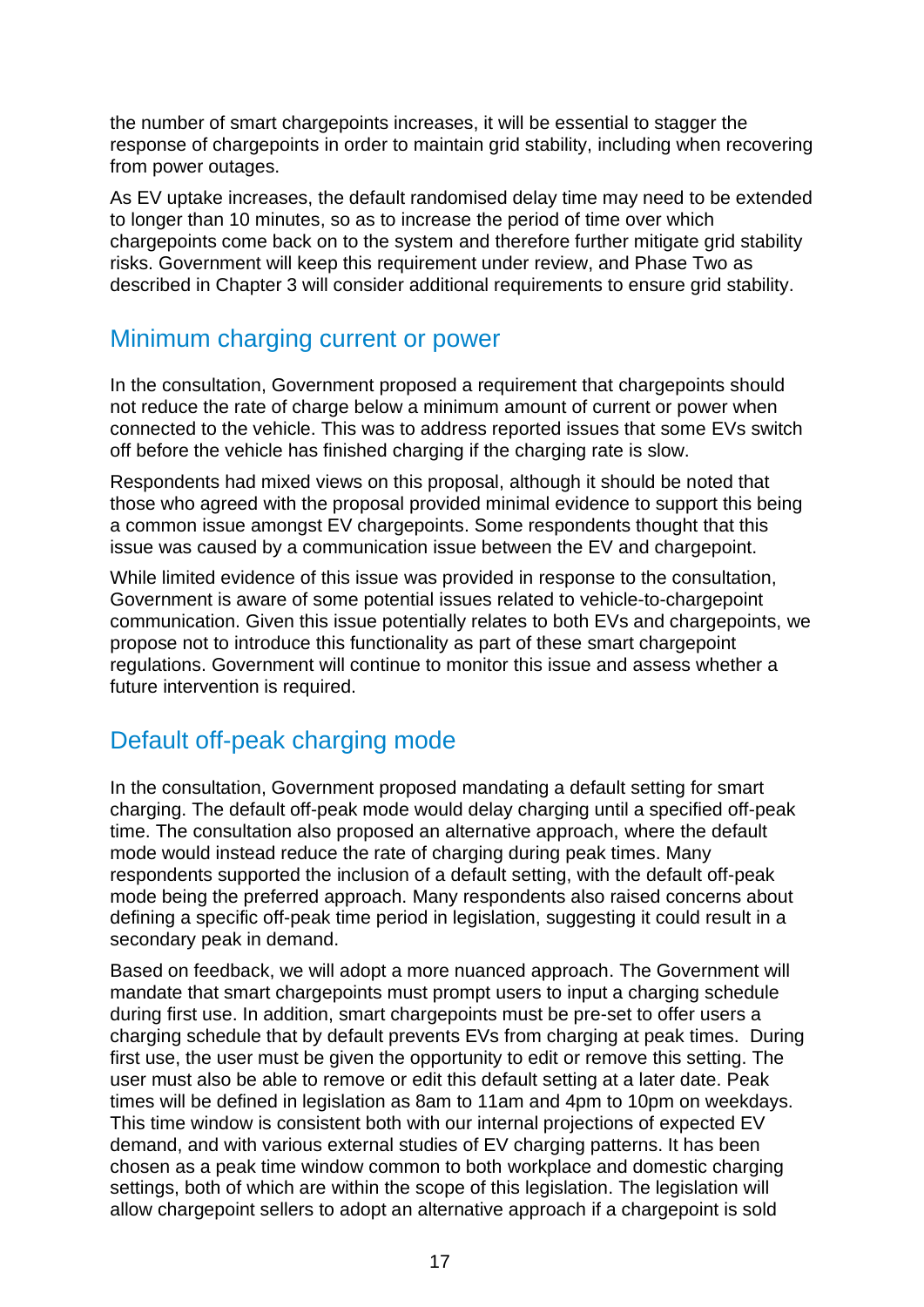the number of smart chargepoints increases, it will be essential to stagger the response of chargepoints in order to maintain grid stability, including when recovering from power outages.

As EV uptake increases, the default randomised delay time may need to be extended to longer than 10 minutes, so as to increase the period of time over which chargepoints come back on to the system and therefore further mitigate grid stability risks. Government will keep this requirement under review, and Phase Two as described in Chapter 3 will consider additional requirements to ensure grid stability.

## Minimum charging current or power

In the consultation, Government proposed a requirement that chargepoints should not reduce the rate of charge below a minimum amount of current or power when connected to the vehicle. This was to address reported issues that some EVs switch off before the vehicle has finished charging if the charging rate is slow.

Respondents had mixed views on this proposal, although it should be noted that those who agreed with the proposal provided minimal evidence to support this being a common issue amongst EV chargepoints. Some respondents thought that this issue was caused by a communication issue between the EV and chargepoint.

While limited evidence of this issue was provided in response to the consultation, Government is aware of some potential issues related to vehicle-to-chargepoint communication. Given this issue potentially relates to both EVs and chargepoints, we propose not to introduce this functionality as part of these smart chargepoint regulations. Government will continue to monitor this issue and assess whether a future intervention is required.

## Default off-peak charging mode

In the consultation, Government proposed mandating a default setting for smart charging. The default off-peak mode would delay charging until a specified off-peak time. The consultation also proposed an alternative approach, where the default mode would instead reduce the rate of charging during peak times. Many respondents supported the inclusion of a default setting, with the default off-peak mode being the preferred approach. Many respondents also raised concerns about defining a specific off-peak time period in legislation, suggesting it could result in a secondary peak in demand.

Based on feedback, we will adopt a more nuanced approach. The Government will mandate that smart chargepoints must prompt users to input a charging schedule during first use. In addition, smart chargepoints must be pre-set to offer users a charging schedule that by default prevents EVs from charging at peak times. During first use, the user must be given the opportunity to edit or remove this setting. The user must also be able to remove or edit this default setting at a later date. Peak times will be defined in legislation as 8am to 11am and 4pm to 10pm on weekdays. This time window is consistent both with our internal projections of expected EV demand, and with various external studies of EV charging patterns. It has been chosen as a peak time window common to both workplace and domestic charging settings, both of which are within the scope of this legislation. The legislation will allow chargepoint sellers to adopt an alternative approach if a chargepoint is sold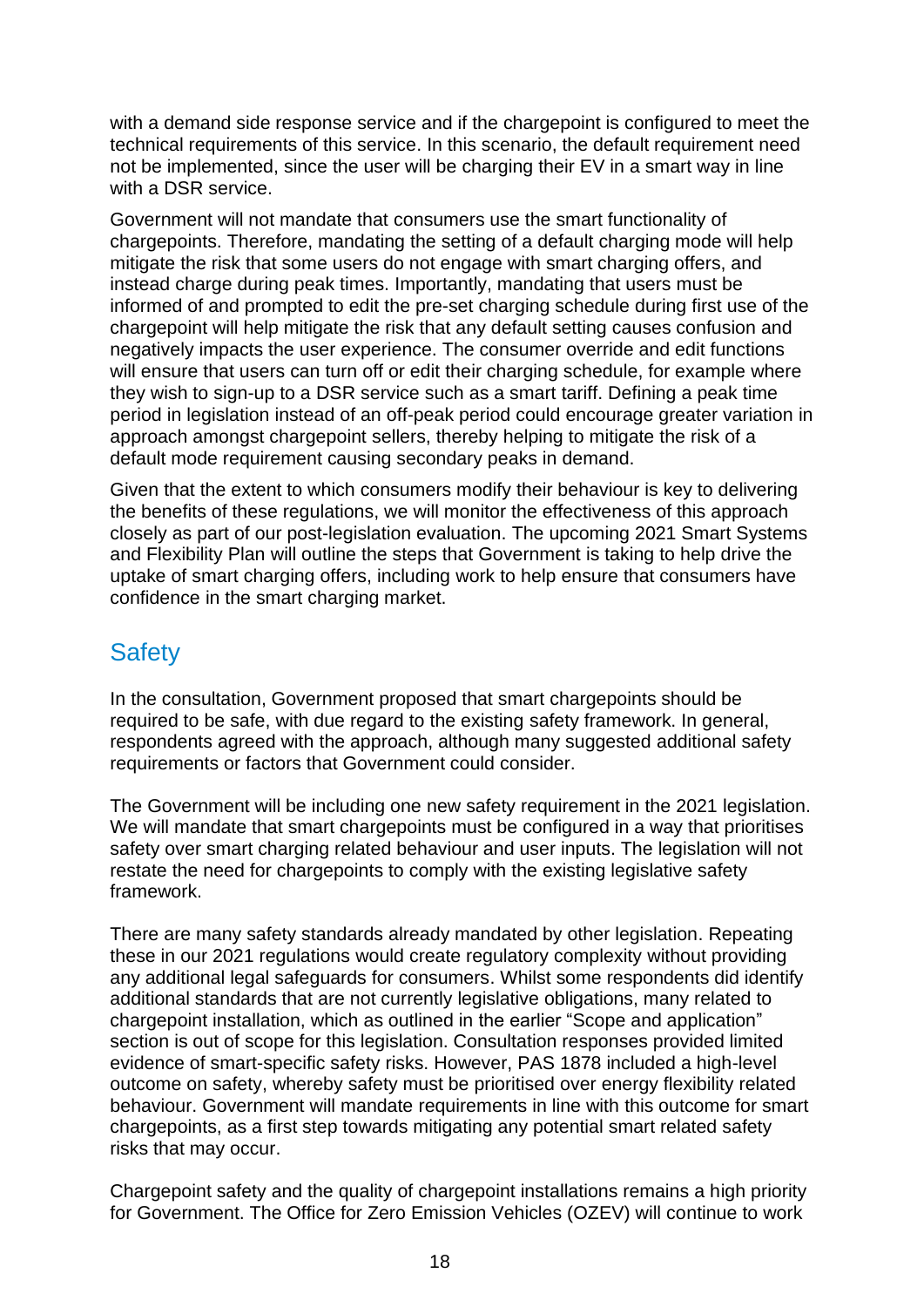with a demand side response service and if the chargepoint is configured to meet the technical requirements of this service. In this scenario, the default requirement need not be implemented, since the user will be charging their EV in a smart way in line with a DSR service.

Government will not mandate that consumers use the smart functionality of chargepoints. Therefore, mandating the setting of a default charging mode will help mitigate the risk that some users do not engage with smart charging offers, and instead charge during peak times. Importantly, mandating that users must be informed of and prompted to edit the pre-set charging schedule during first use of the chargepoint will help mitigate the risk that any default setting causes confusion and negatively impacts the user experience. The consumer override and edit functions will ensure that users can turn off or edit their charging schedule, for example where they wish to sign-up to a DSR service such as a smart tariff. Defining a peak time period in legislation instead of an off-peak period could encourage greater variation in approach amongst chargepoint sellers, thereby helping to mitigate the risk of a default mode requirement causing secondary peaks in demand.

Given that the extent to which consumers modify their behaviour is key to delivering the benefits of these regulations, we will monitor the effectiveness of this approach closely as part of our post-legislation evaluation. The upcoming 2021 Smart Systems and Flexibility Plan will outline the steps that Government is taking to help drive the uptake of smart charging offers, including work to help ensure that consumers have confidence in the smart charging market.

## Safety

In the consultation, Government proposed that smart chargepoints should be required to be safe, with due regard to the existing safety framework. In general, respondents agreed with the approach, although many suggested additional safety requirements or factors that Government could consider.

The Government will be including one new safety requirement in the 2021 legislation. We will mandate that smart chargepoints must be configured in a way that prioritises safety over smart charging related behaviour and user inputs. The legislation will not restate the need for chargepoints to comply with the existing legislative safety framework.

There are many safety standards already mandated by other legislation. Repeating these in our 2021 regulations would create regulatory complexity without providing any additional legal safeguards for consumers. Whilst some respondents did identify additional standards that are not currently legislative obligations, many related to chargepoint installation, which as outlined in the earlier "Scope and application" section is out of scope for this legislation. Consultation responses provided limited evidence of smart-specific safety risks. However, PAS 1878 included a high-level outcome on safety, whereby safety must be prioritised over energy flexibility related behaviour. Government will mandate requirements in line with this outcome for smart chargepoints, as a first step towards mitigating any potential smart related safety risks that may occur.

Chargepoint safety and the quality of chargepoint installations remains a high priority for Government. The Office for Zero Emission Vehicles (OZEV) will continue to work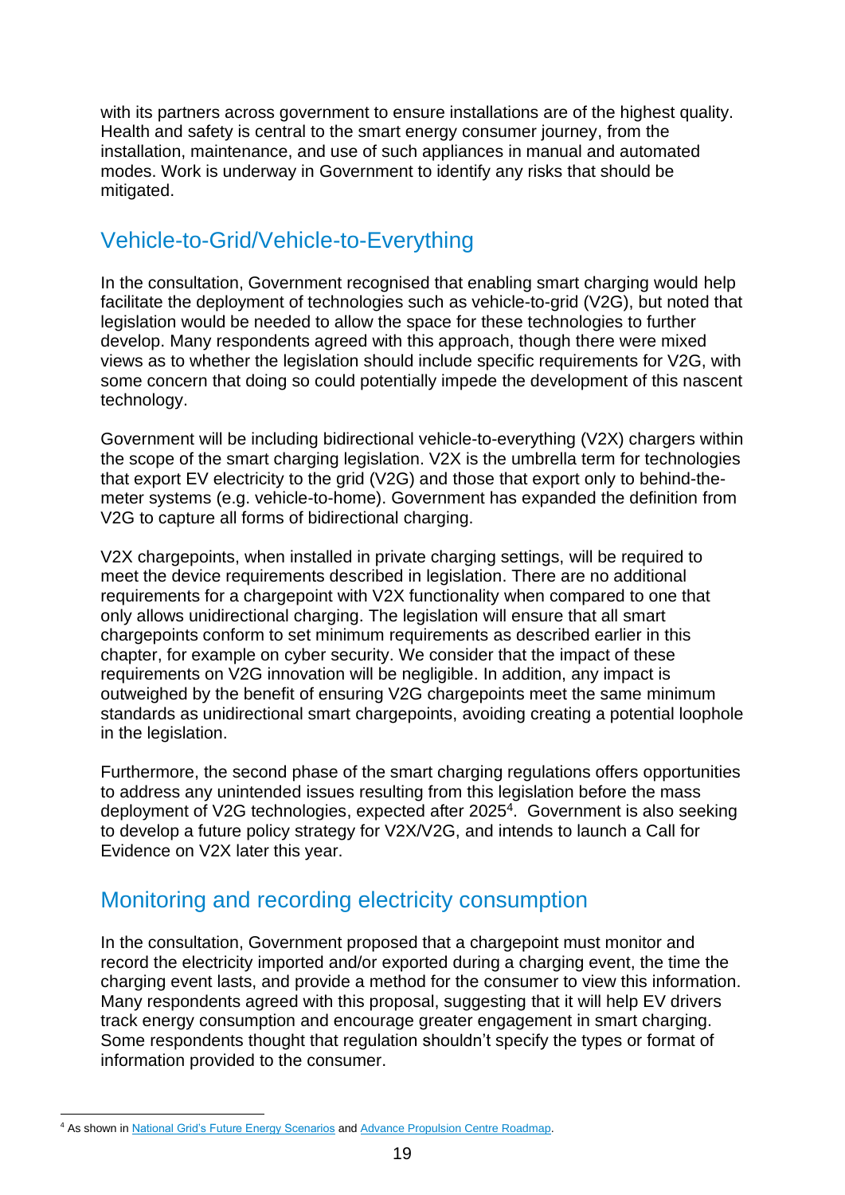with its partners across government to ensure installations are of the highest quality. Health and safety is central to the smart energy consumer journey, from the installation, maintenance, and use of such appliances in manual and automated modes. Work is underway in Government to identify any risks that should be mitigated.

## Vehicle-to-Grid/Vehicle-to-Everything

In the consultation, Government recognised that enabling smart charging would help facilitate the deployment of technologies such as vehicle-to-grid (V2G), but noted that legislation would be needed to allow the space for these technologies to further develop. Many respondents agreed with this approach, though there were mixed views as to whether the legislation should include specific requirements for V2G, with some concern that doing so could potentially impede the development of this nascent technology.

Government will be including bidirectional vehicle-to-everything (V2X) chargers within the scope of the smart charging legislation. V2X is the umbrella term for technologies that export EV electricity to the grid (V2G) and those that export only to behind-the-meter systems (e.g. vehicle-to-home). Government has expanded the definition from V2G to capture all forms of bidirectional charging.

V2X chargepoints, when installed in private charging settings, will be required to meet the device requirements described in legislation. There are no additional requirements for a chargepoint with V2X functionality when compared to one that only allows unidirectional charging. The legislation will ensure that all smart chargepoints conform to set minimum requirements as described earlier in this chapter, for example on cyber security. We consider that the impact of these requirements on V2G innovation will be negligible. In addition, any impact is outweighed by the benefit of ensuring V2G chargepoints meet the same minimum standards as unidirectional smart chargepoints, avoiding creating a potential loophole in the legislation.

Furthermore, the second phase of the smart charging regulations offers opportunities to address any unintended issues resulting from this legislation before the mass deployment of V2G technologies, expected after 2025[4]. Government is also seeking to develop a future policy strategy for V2X/V2G, and intends to launch a Call for Evidence on V2X later this year.

## Monitoring and recording electricity consumption

In the consultation, Government proposed that a chargepoint must monitor and record the electricity imported and/or exported during a charging event, the time the charging event lasts, and provide a method for the consumer to view this information. Many respondents agreed with this proposal, suggesting that it will help EV drivers track energy consumption and encourage greater engagement in smart charging. Some respondents thought that regulation shouldn't specify the types or format of information provided to the consumer.

---

[4] As shown in National Grid's Future Energy Scenarios and Advance Propulsion Centre Roadmap.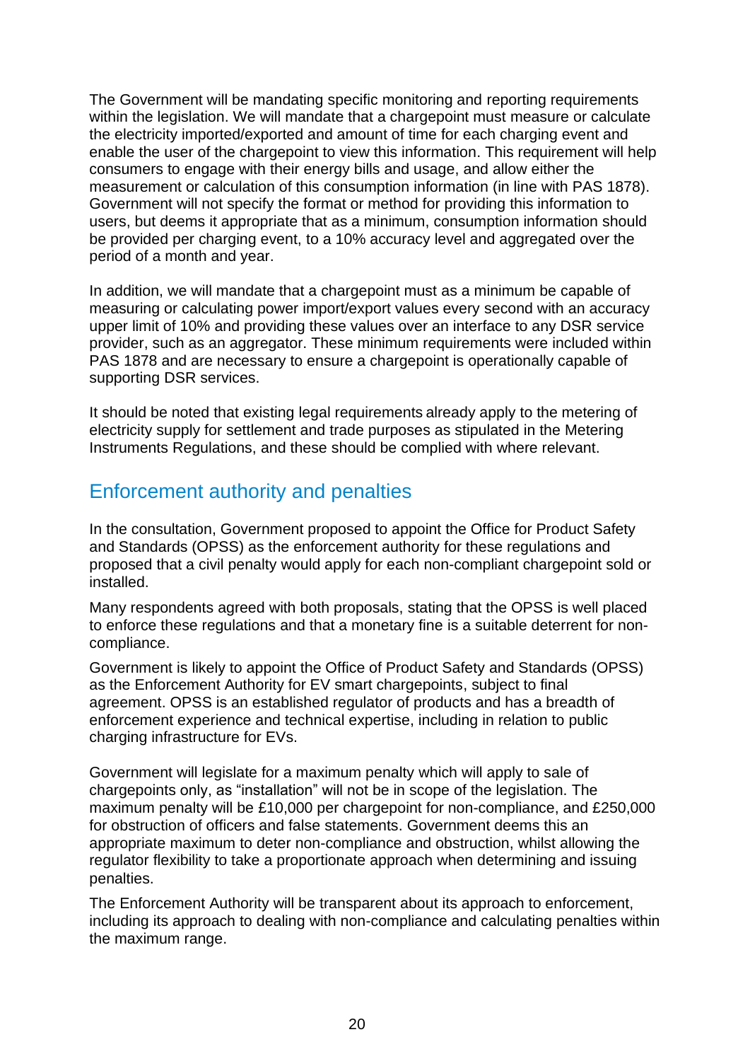The Government will be mandating specific monitoring and reporting requirements within the legislation. We will mandate that a chargepoint must measure or calculate the electricity imported/exported and amount of time for each charging event and enable the user of the chargepoint to view this information. This requirement will help consumers to engage with their energy bills and usage, and allow either the measurement or calculation of this consumption information (in line with PAS 1878). Government will not specify the format or method for providing this information to users, but deems it appropriate that as a minimum, consumption information should be provided per charging event, to a 10% accuracy level and aggregated over the period of a month and year.

In addition, we will mandate that a chargepoint must as a minimum be capable of measuring or calculating power import/export values every second with an accuracy upper limit of 10% and providing these values over an interface to any DSR service provider, such as an aggregator. These minimum requirements were included within PAS 1878 and are necessary to ensure a chargepoint is operationally capable of supporting DSR services.

It should be noted that existing legal requirements already apply to the metering of electricity supply for settlement and trade purposes as stipulated in the Metering Instruments Regulations, and these should be complied with where relevant.

## Enforcement authority and penalties

In the consultation, Government proposed to appoint the Office for Product Safety and Standards (OPSS) as the enforcement authority for these regulations and proposed that a civil penalty would apply for each non-compliant chargepoint sold or installed.

Many respondents agreed with both proposals, stating that the OPSS is well placed to enforce these regulations and that a monetary fine is a suitable deterrent for non-compliance.

Government is likely to appoint the Office of Product Safety and Standards (OPSS) as the Enforcement Authority for EV smart chargepoints, subject to final agreement. OPSS is an established regulator of products and has a breadth of enforcement experience and technical expertise, including in relation to public charging infrastructure for EVs.

Government will legislate for a maximum penalty which will apply to sale of chargepoints only, as "installation" will not be in scope of the legislation. The maximum penalty will be £10,000 per chargepoint for non-compliance, and £250,000 for obstruction of officers and false statements. Government deems this an appropriate maximum to deter non-compliance and obstruction, whilst allowing the regulator flexibility to take a proportionate approach when determining and issuing penalties.

The Enforcement Authority will be transparent about its approach to enforcement, including its approach to dealing with non-compliance and calculating penalties within the maximum range.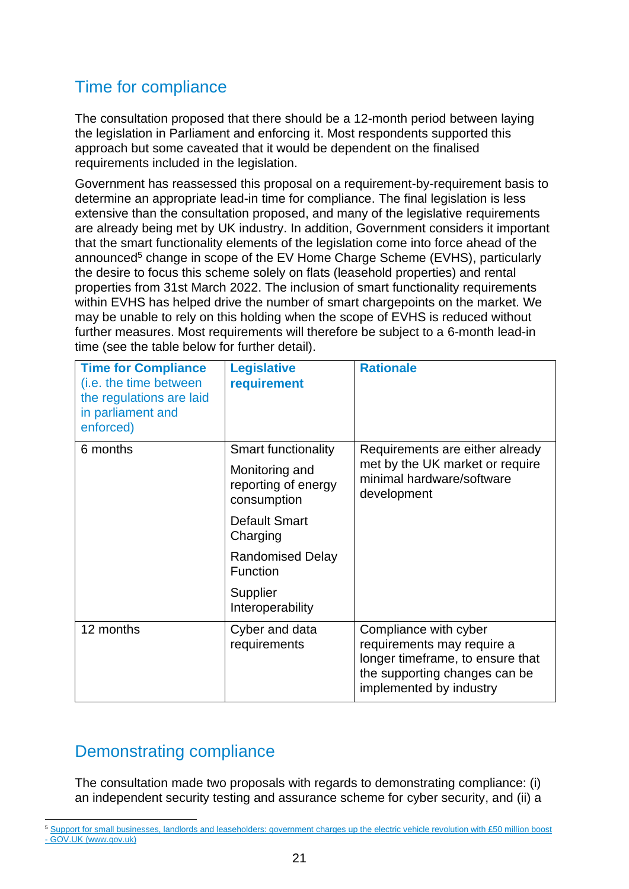## Time for compliance

The consultation proposed that there should be a 12-month period between laying the legislation in Parliament and enforcing it. Most respondents supported this approach but some caveated that it would be dependent on the finalised requirements included in the legislation.

Government has reassessed this proposal on a requirement-by-requirement basis to determine an appropriate lead-in time for compliance. The final legislation is less extensive than the consultation proposed, and many of the legislative requirements are already being met by UK industry. In addition, Government considers it important that the smart functionality elements of the legislation come into force ahead of the announced[5] change in scope of the EV Home Charge Scheme (EVHS), particularly the desire to focus this scheme solely on flats (leasehold properties) and rental properties from 31st March 2022. The inclusion of smart functionality requirements within EVHS has helped drive the number of smart chargepoints on the market. We may be unable to rely on this holding when the scope of EVHS is reduced without further measures. Most requirements will therefore be subject to a 6-month lead-in time (see the table below for further detail).

| **Time for Compliance** (i.e. the time between the regulations are laid in parliament and enforced) | **Legislative requirement** | **Rationale** |
|---|---|---|
| 6 months | Smart functionality<br>Monitoring and reporting of energy consumption<br>Default Smart Charging<br>Randomised Delay Function<br>Supplier Interoperability | Requirements are either already met by the UK market or require minimal hardware/software development |
| 12 months | Cyber and data requirements | Compliance with cyber requirements may require a longer timeframe, to ensure that the supporting changes can be implemented by industry |

## Demonstrating compliance

The consultation made two proposals with regards to demonstrating compliance: (i) an independent security testing and assurance scheme for cyber security, and (ii) a

[5] Support for small businesses, landlords and leaseholders: government charges up the electric vehicle revolution with £50 million boost - GOV.UK (www.gov.uk)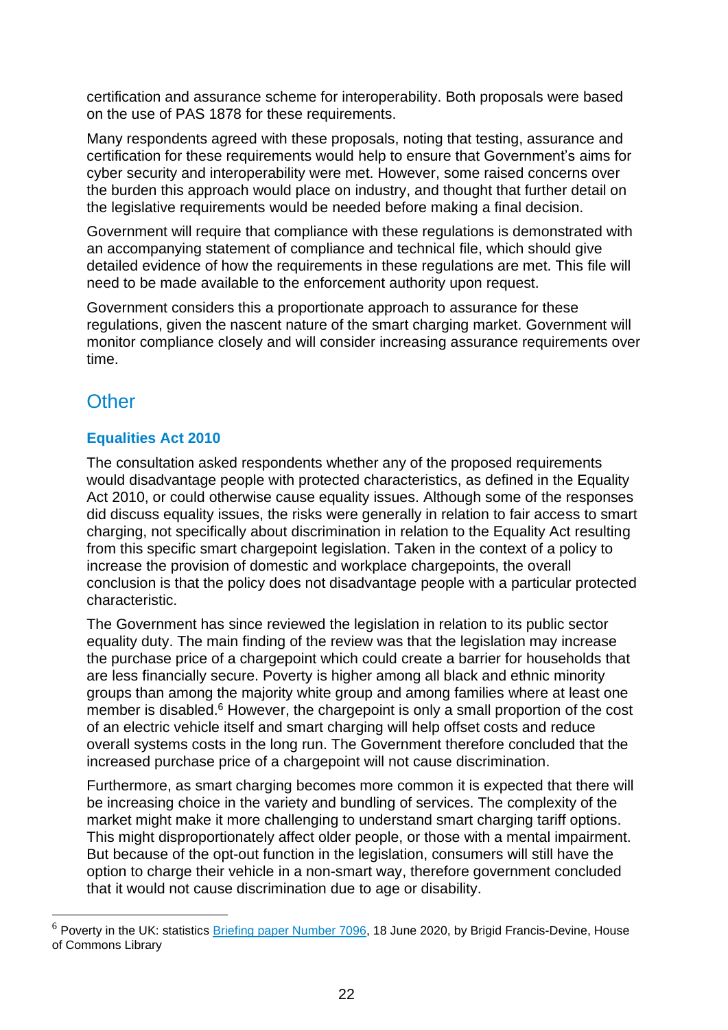certification and assurance scheme for interoperability. Both proposals were based on the use of PAS 1878 for these requirements.

Many respondents agreed with these proposals, noting that testing, assurance and certification for these requirements would help to ensure that Government's aims for cyber security and interoperability were met. However, some raised concerns over the burden this approach would place on industry, and thought that further detail on the legislative requirements would be needed before making a final decision.

Government will require that compliance with these regulations is demonstrated with an accompanying statement of compliance and technical file, which should give detailed evidence of how the requirements in these regulations are met. This file will need to be made available to the enforcement authority upon request.

Government considers this a proportionate approach to assurance for these regulations, given the nascent nature of the smart charging market. Government will monitor compliance closely and will consider increasing assurance requirements over time.

## Other

### Equalities Act 2010

The consultation asked respondents whether any of the proposed requirements would disadvantage people with protected characteristics, as defined in the Equality Act 2010, or could otherwise cause equality issues. Although some of the responses did discuss equality issues, the risks were generally in relation to fair access to smart charging, not specifically about discrimination in relation to the Equality Act resulting from this specific smart chargepoint legislation. Taken in the context of a policy to increase the provision of domestic and workplace chargepoints, the overall conclusion is that the policy does not disadvantage people with a particular protected characteristic.

The Government has since reviewed the legislation in relation to its public sector equality duty. The main finding of the review was that the legislation may increase the purchase price of a chargepoint which could create a barrier for households that are less financially secure. Poverty is higher among all black and ethnic minority groups than among the majority white group and among families where at least one member is disabled.[6] However, the chargepoint is only a small proportion of the cost of an electric vehicle itself and smart charging will help offset costs and reduce overall systems costs in the long run. The Government therefore concluded that the increased purchase price of a chargepoint will not cause discrimination.

Furthermore, as smart charging becomes more common it is expected that there will be increasing choice in the variety and bundling of services. The complexity of the market might make it more challenging to understand smart charging tariff options. This might disproportionately affect older people, or those with a mental impairment. But because of the opt-out function in the legislation, consumers will still have the option to charge their vehicle in a non-smart way, therefore government concluded that it would not cause discrimination due to age or disability.

---

[6] Poverty in the UK: statistics Briefing paper Number 7096, 18 June 2020, by Brigid Francis-Devine, House of Commons Library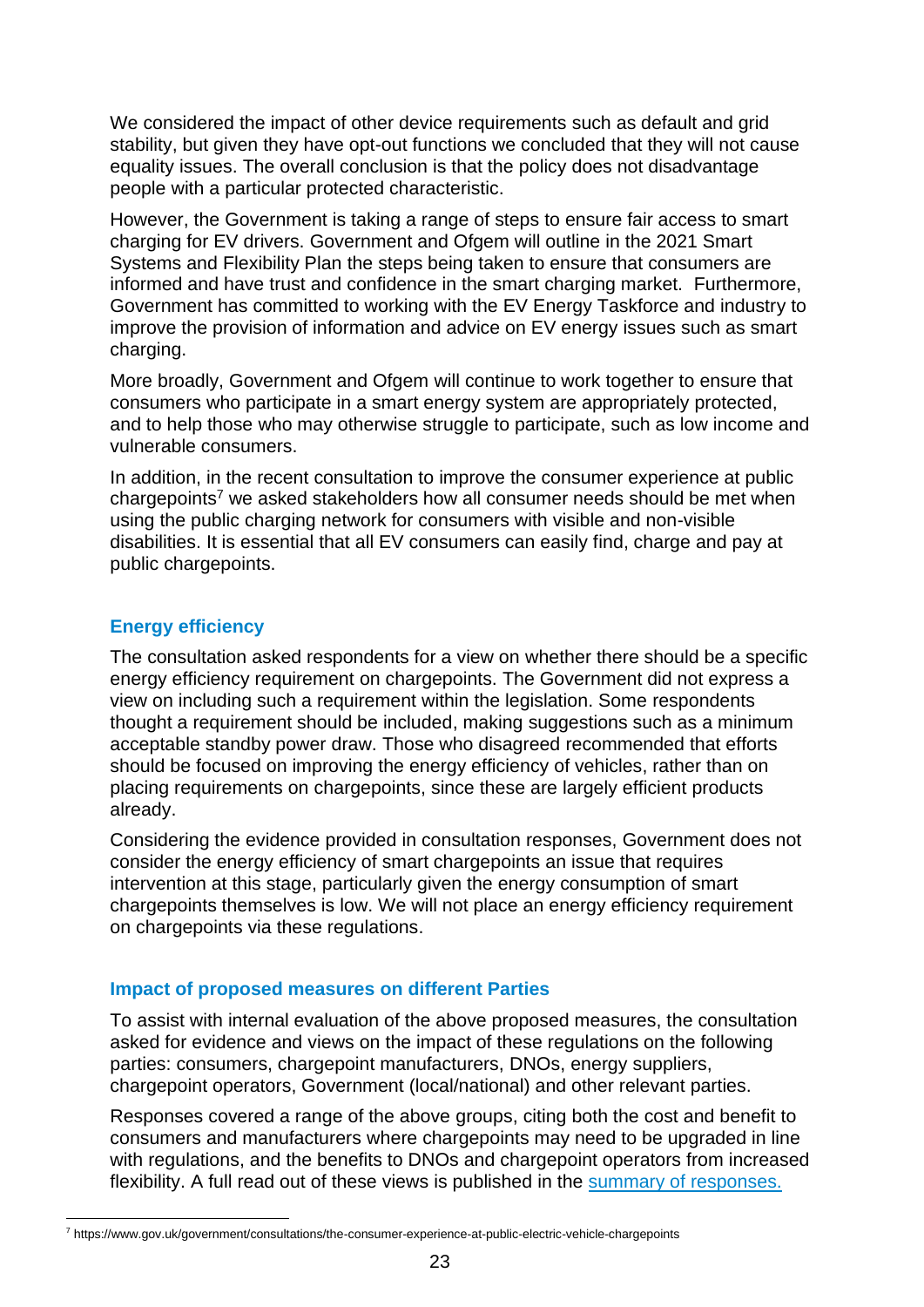We considered the impact of other device requirements such as default and grid stability, but given they have opt-out functions we concluded that they will not cause equality issues. The overall conclusion is that the policy does not disadvantage people with a particular protected characteristic.

However, the Government is taking a range of steps to ensure fair access to smart charging for EV drivers. Government and Ofgem will outline in the 2021 Smart Systems and Flexibility Plan the steps being taken to ensure that consumers are informed and have trust and confidence in the smart charging market. Furthermore, Government has committed to working with the EV Energy Taskforce and industry to improve the provision of information and advice on EV energy issues such as smart charging.

More broadly, Government and Ofgem will continue to work together to ensure that consumers who participate in a smart energy system are appropriately protected, and to help those who may otherwise struggle to participate, such as low income and vulnerable consumers.

In addition, in the recent consultation to improve the consumer experience at public chargepoints[7] we asked stakeholders how all consumer needs should be met when using the public charging network for consumers with visible and non-visible disabilities. It is essential that all EV consumers can easily find, charge and pay at public chargepoints.

### Energy efficiency

The consultation asked respondents for a view on whether there should be a specific energy efficiency requirement on chargepoints. The Government did not express a view on including such a requirement within the legislation. Some respondents thought a requirement should be included, making suggestions such as a minimum acceptable standby power draw. Those who disagreed recommended that efforts should be focused on improving the energy efficiency of vehicles, rather than on placing requirements on chargepoints, since these are largely efficient products already.

Considering the evidence provided in consultation responses, Government does not consider the energy efficiency of smart chargepoints an issue that requires intervention at this stage, particularly given the energy consumption of smart chargepoints themselves is low. We will not place an energy efficiency requirement on chargepoints via these regulations.

### Impact of proposed measures on different Parties

To assist with internal evaluation of the above proposed measures, the consultation asked for evidence and views on the impact of these regulations on the following parties: consumers, chargepoint manufacturers, DNOs, energy suppliers, chargepoint operators, Government (local/national) and other relevant parties.

Responses covered a range of the above groups, citing both the cost and benefit to consumers and manufacturers where chargepoints may need to be upgraded in line with regulations, and the benefits to DNOs and chargepoint operators from increased flexibility. A full read out of these views is published in the summary of responses.

[7] https://www.gov.uk/government/consultations/the-consumer-experience-at-public-electric-vehicle-chargepoints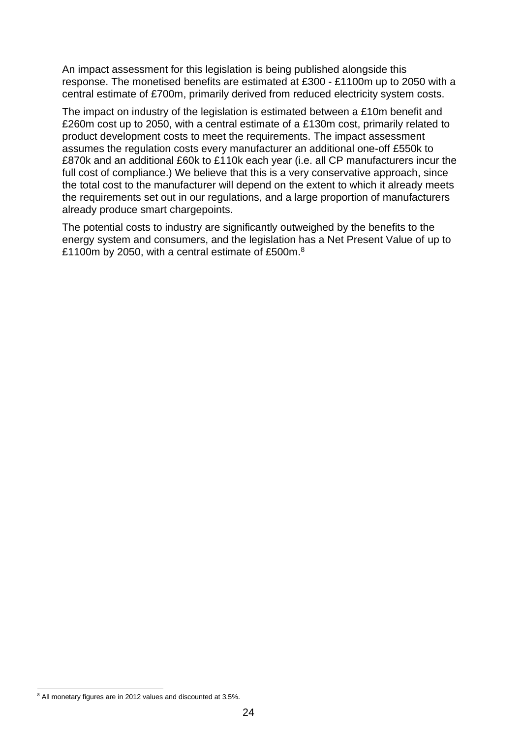An impact assessment for this legislation is being published alongside this response. The monetised benefits are estimated at £300 - £1100m up to 2050 with a central estimate of £700m, primarily derived from reduced electricity system costs.

The impact on industry of the legislation is estimated between a £10m benefit and £260m cost up to 2050, with a central estimate of a £130m cost, primarily related to product development costs to meet the requirements. The impact assessment assumes the regulation costs every manufacturer an additional one-off £550k to £870k and an additional £60k to £110k each year (i.e. all CP manufacturers incur the full cost of compliance.) We believe that this is a very conservative approach, since the total cost to the manufacturer will depend on the extent to which it already meets the requirements set out in our regulations, and a large proportion of manufacturers already produce smart chargepoints.

The potential costs to industry are significantly outweighed by the benefits to the energy system and consumers, and the legislation has a Net Present Value of up to £1100m by 2050, with a central estimate of £500m.[8]

[8] All monetary figures are in 2012 values and discounted at 3.5%.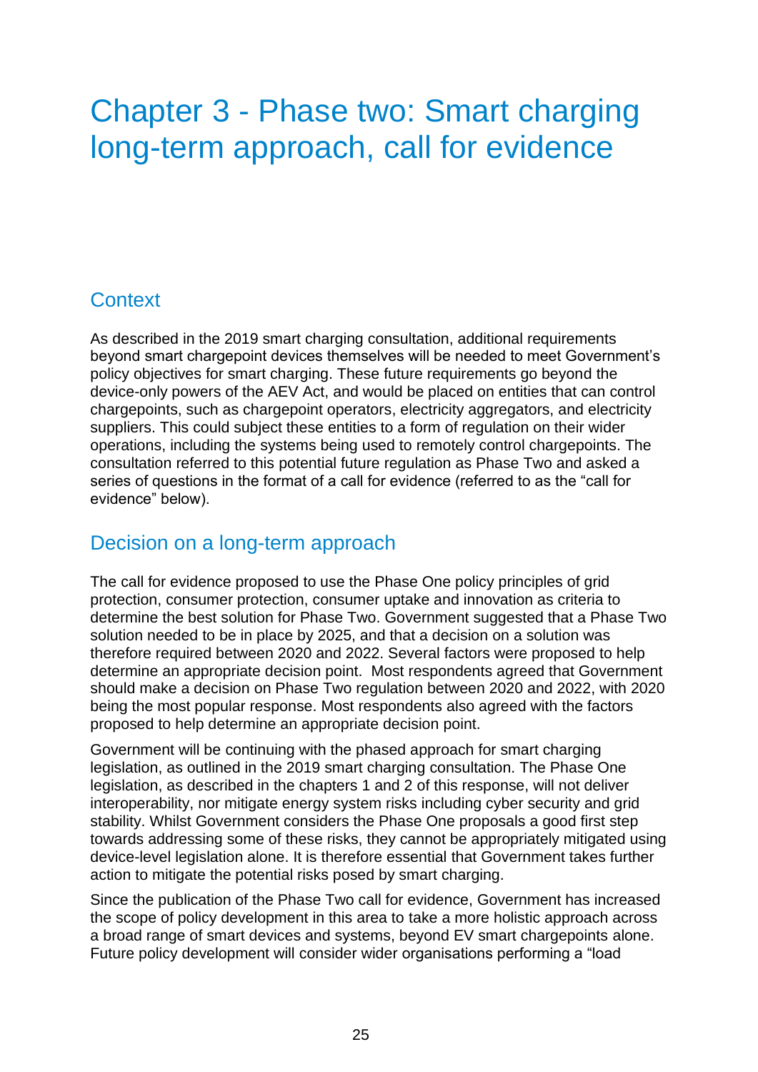# Chapter 3 - Phase two: Smart charging long-term approach, call for evidence

## Context

As described in the 2019 smart charging consultation, additional requirements beyond smart chargepoint devices themselves will be needed to meet Government's policy objectives for smart charging. These future requirements go beyond the device-only powers of the AEV Act, and would be placed on entities that can control chargepoints, such as chargepoint operators, electricity aggregators, and electricity suppliers. This could subject these entities to a form of regulation on their wider operations, including the systems being used to remotely control chargepoints. The consultation referred to this potential future regulation as Phase Two and asked a series of questions in the format of a call for evidence (referred to as the "call for evidence" below).

## Decision on a long-term approach

The call for evidence proposed to use the Phase One policy principles of grid protection, consumer protection, consumer uptake and innovation as criteria to determine the best solution for Phase Two. Government suggested that a Phase Two solution needed to be in place by 2025, and that a decision on a solution was therefore required between 2020 and 2022. Several factors were proposed to help determine an appropriate decision point. Most respondents agreed that Government should make a decision on Phase Two regulation between 2020 and 2022, with 2020 being the most popular response. Most respondents also agreed with the factors proposed to help determine an appropriate decision point.

Government will be continuing with the phased approach for smart charging legislation, as outlined in the 2019 smart charging consultation. The Phase One legislation, as described in the chapters 1 and 2 of this response, will not deliver interoperability, nor mitigate energy system risks including cyber security and grid stability. Whilst Government considers the Phase One proposals a good first step towards addressing some of these risks, they cannot be appropriately mitigated using device-level legislation alone. It is therefore essential that Government takes further action to mitigate the potential risks posed by smart charging.

Since the publication of the Phase Two call for evidence, Government has increased the scope of policy development in this area to take a more holistic approach across a broad range of smart devices and systems, beyond EV smart chargepoints alone. Future policy development will consider wider organisations performing a "load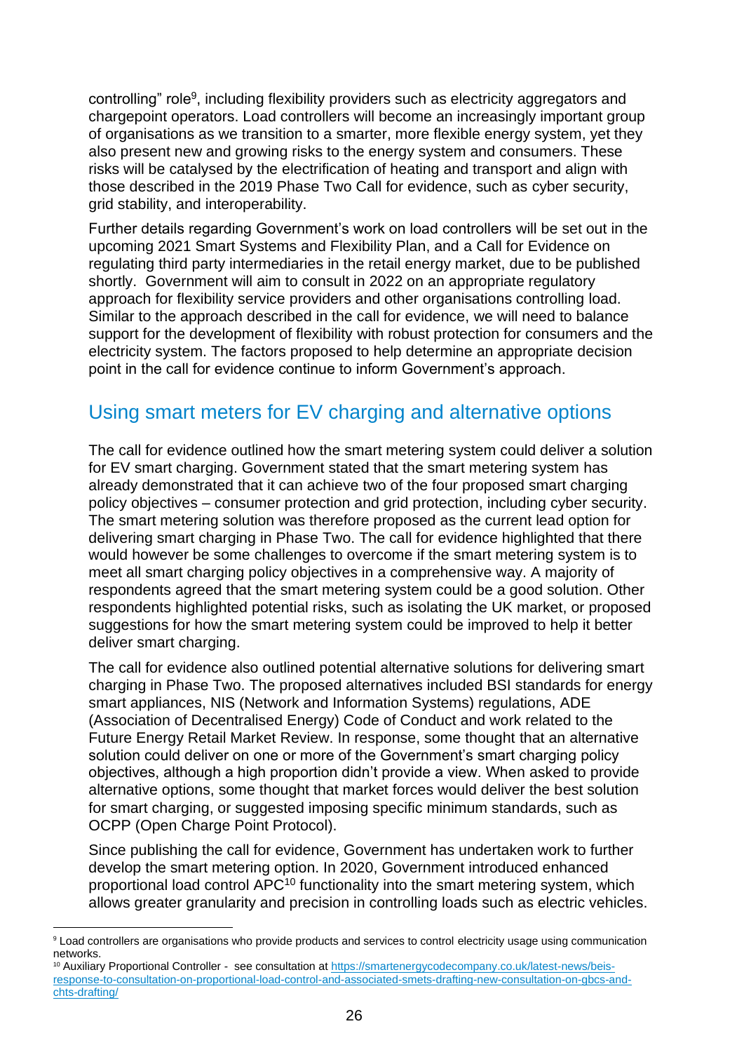controlling" role[9], including flexibility providers such as electricity aggregators and chargepoint operators. Load controllers will become an increasingly important group of organisations as we transition to a smarter, more flexible energy system, yet they also present new and growing risks to the energy system and consumers. These risks will be catalysed by the electrification of heating and transport and align with those described in the 2019 Phase Two Call for evidence, such as cyber security, grid stability, and interoperability.

Further details regarding Government's work on load controllers will be set out in the upcoming 2021 Smart Systems and Flexibility Plan, and a Call for Evidence on regulating third party intermediaries in the retail energy market, due to be published shortly. Government will aim to consult in 2022 on an appropriate regulatory approach for flexibility service providers and other organisations controlling load. Similar to the approach described in the call for evidence, we will need to balance support for the development of flexibility with robust protection for consumers and the electricity system. The factors proposed to help determine an appropriate decision point in the call for evidence continue to inform Government's approach.

## Using smart meters for EV charging and alternative options

The call for evidence outlined how the smart metering system could deliver a solution for EV smart charging. Government stated that the smart metering system has already demonstrated that it can achieve two of the four proposed smart charging policy objectives – consumer protection and grid protection, including cyber security. The smart metering solution was therefore proposed as the current lead option for delivering smart charging in Phase Two. The call for evidence highlighted that there would however be some challenges to overcome if the smart metering system is to meet all smart charging policy objectives in a comprehensive way. A majority of respondents agreed that the smart metering system could be a good solution. Other respondents highlighted potential risks, such as isolating the UK market, or proposed suggestions for how the smart metering system could be improved to help it better deliver smart charging.

The call for evidence also outlined potential alternative solutions for delivering smart charging in Phase Two. The proposed alternatives included BSI standards for energy smart appliances, NIS (Network and Information Systems) regulations, ADE (Association of Decentralised Energy) Code of Conduct and work related to the Future Energy Retail Market Review. In response, some thought that an alternative solution could deliver on one or more of the Government's smart charging policy objectives, although a high proportion didn't provide a view. When asked to provide alternative options, some thought that market forces would deliver the best solution for smart charging, or suggested imposing specific minimum standards, such as OCPP (Open Charge Point Protocol).

Since publishing the call for evidence, Government has undertaken work to further develop the smart metering option. In 2020, Government introduced enhanced proportional load control APC[10] functionality into the smart metering system, which allows greater granularity and precision in controlling loads such as electric vehicles.

[9] Load controllers are organisations who provide products and services to control electricity usage using communication networks.

[10] Auxiliary Proportional Controller - see consultation at https://smartenergycodecompany.co.uk/latest-news/beis-response-to-consultation-on-proportional-load-control-and-associated-smets-drafting-new-consultation-on-gbcs-and-chts-drafting/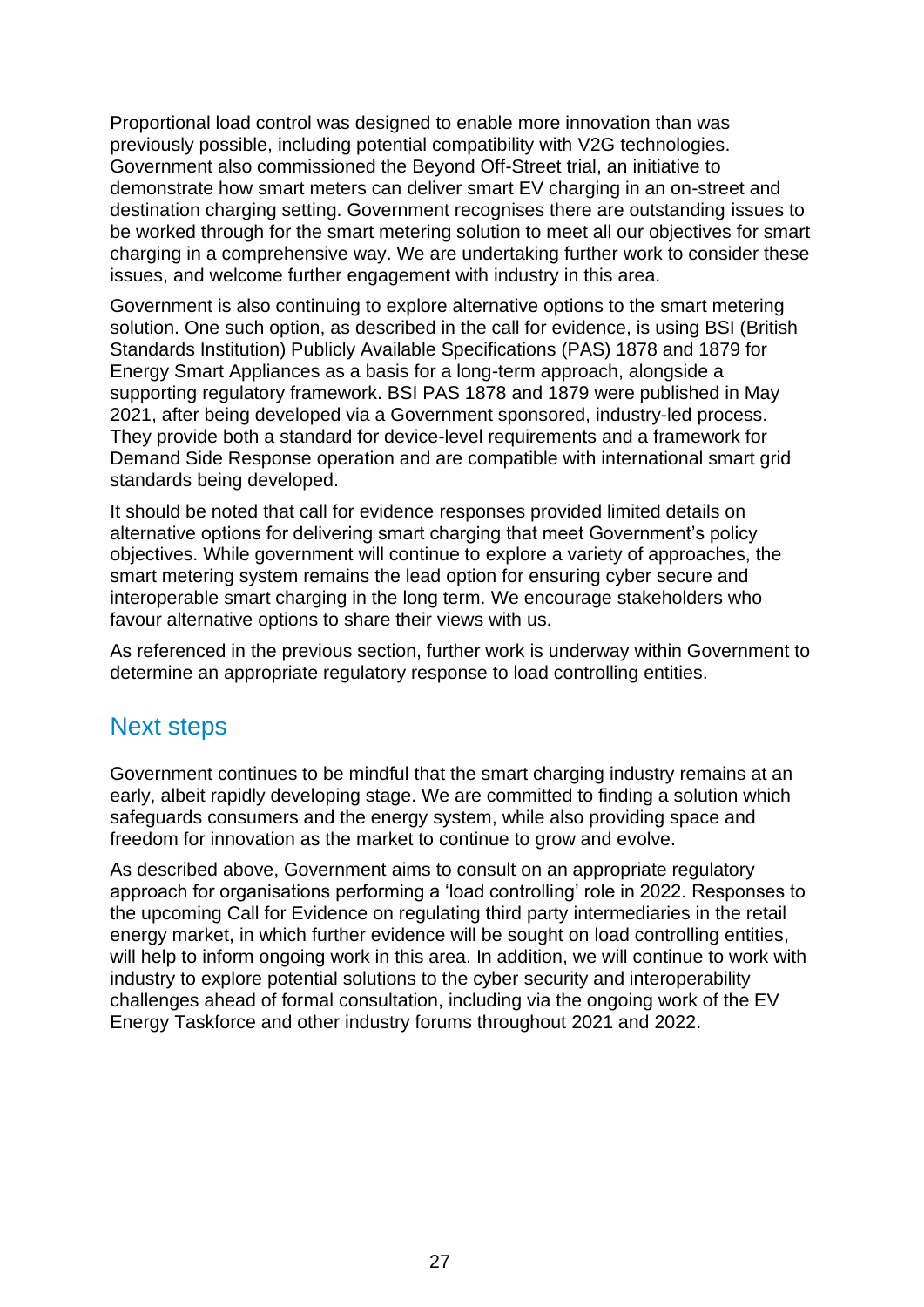Proportional load control was designed to enable more innovation than was previously possible, including potential compatibility with V2G technologies. Government also commissioned the Beyond Off-Street trial, an initiative to demonstrate how smart meters can deliver smart EV charging in an on-street and destination charging setting. Government recognises there are outstanding issues to be worked through for the smart metering solution to meet all our objectives for smart charging in a comprehensive way. We are undertaking further work to consider these issues, and welcome further engagement with industry in this area.

Government is also continuing to explore alternative options to the smart metering solution. One such option, as described in the call for evidence, is using BSI (British Standards Institution) Publicly Available Specifications (PAS) 1878 and 1879 for Energy Smart Appliances as a basis for a long-term approach, alongside a supporting regulatory framework. BSI PAS 1878 and 1879 were published in May 2021, after being developed via a Government sponsored, industry-led process. They provide both a standard for device-level requirements and a framework for Demand Side Response operation and are compatible with international smart grid standards being developed.

It should be noted that call for evidence responses provided limited details on alternative options for delivering smart charging that meet Government's policy objectives. While government will continue to explore a variety of approaches, the smart metering system remains the lead option for ensuring cyber secure and interoperable smart charging in the long term. We encourage stakeholders who favour alternative options to share their views with us.

As referenced in the previous section, further work is underway within Government to determine an appropriate regulatory response to load controlling entities.

## Next steps

Government continues to be mindful that the smart charging industry remains at an early, albeit rapidly developing stage. We are committed to finding a solution which safeguards consumers and the energy system, while also providing space and freedom for innovation as the market to continue to grow and evolve.

As described above, Government aims to consult on an appropriate regulatory approach for organisations performing a 'load controlling' role in 2022. Responses to the upcoming Call for Evidence on regulating third party intermediaries in the retail energy market, in which further evidence will be sought on load controlling entities, will help to inform ongoing work in this area. In addition, we will continue to work with industry to explore potential solutions to the cyber security and interoperability challenges ahead of formal consultation, including via the ongoing work of the EV Energy Taskforce and other industry forums throughout 2021 and 2022.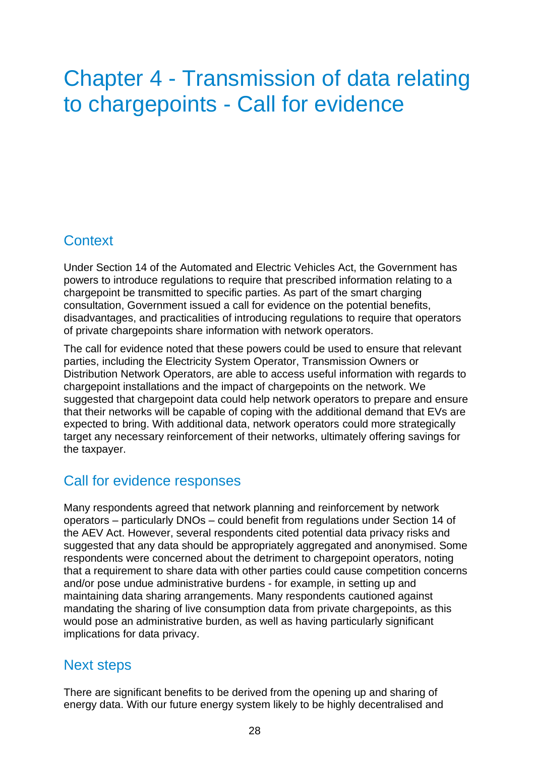# Chapter 4 - Transmission of data relating to chargepoints - Call for evidence

## Context

Under Section 14 of the Automated and Electric Vehicles Act, the Government has powers to introduce regulations to require that prescribed information relating to a chargepoint be transmitted to specific parties. As part of the smart charging consultation, Government issued a call for evidence on the potential benefits, disadvantages, and practicalities of introducing regulations to require that operators of private chargepoints share information with network operators.

The call for evidence noted that these powers could be used to ensure that relevant parties, including the Electricity System Operator, Transmission Owners or Distribution Network Operators, are able to access useful information with regards to chargepoint installations and the impact of chargepoints on the network. We suggested that chargepoint data could help network operators to prepare and ensure that their networks will be capable of coping with the additional demand that EVs are expected to bring. With additional data, network operators could more strategically target any necessary reinforcement of their networks, ultimately offering savings for the taxpayer.

## Call for evidence responses

Many respondents agreed that network planning and reinforcement by network operators – particularly DNOs – could benefit from regulations under Section 14 of the AEV Act. However, several respondents cited potential data privacy risks and suggested that any data should be appropriately aggregated and anonymised. Some respondents were concerned about the detriment to chargepoint operators, noting that a requirement to share data with other parties could cause competition concerns and/or pose undue administrative burdens - for example, in setting up and maintaining data sharing arrangements. Many respondents cautioned against mandating the sharing of live consumption data from private chargepoints, as this would pose an administrative burden, as well as having particularly significant implications for data privacy.

## Next steps

There are significant benefits to be derived from the opening up and sharing of energy data. With our future energy system likely to be highly decentralised and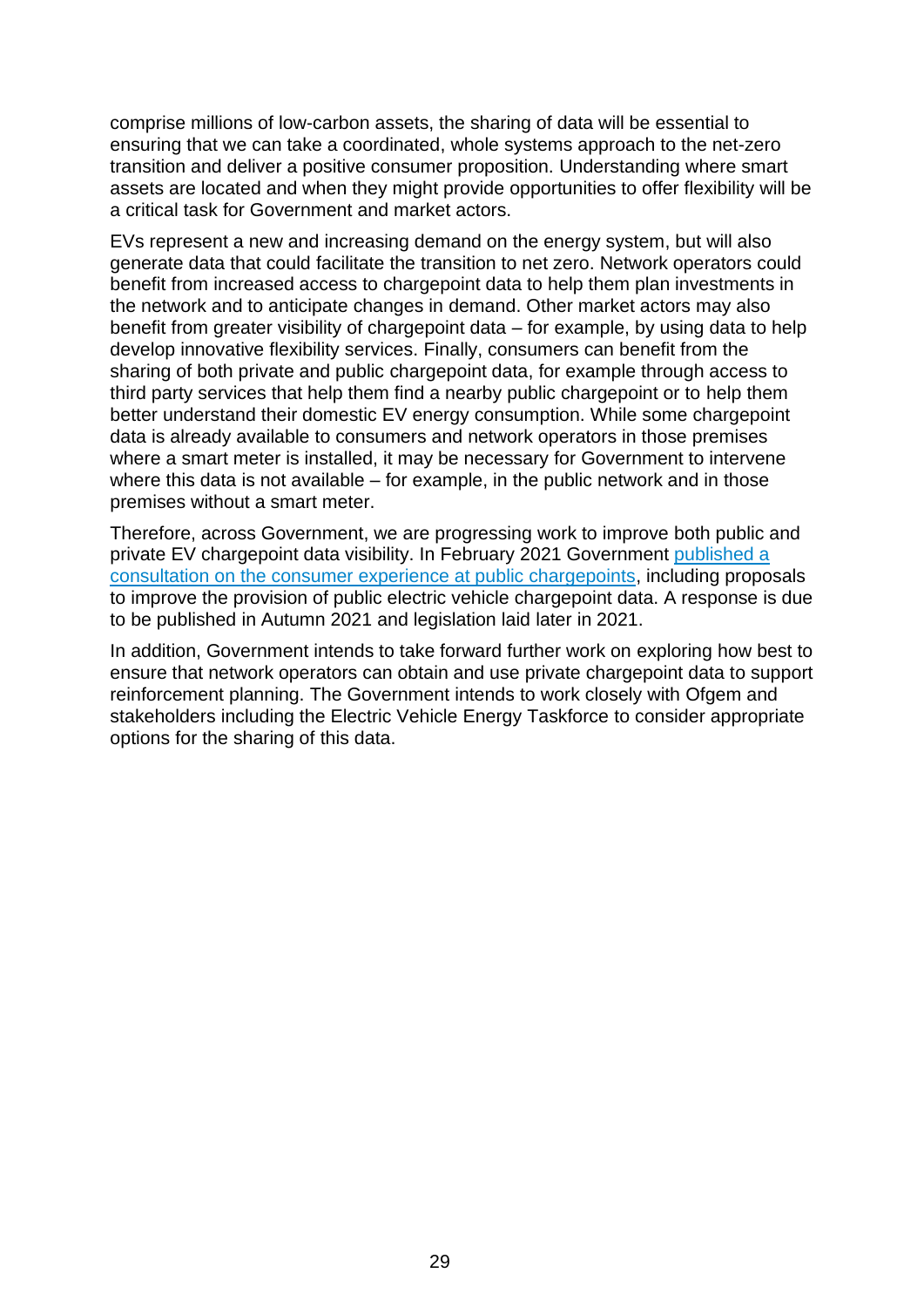comprise millions of low-carbon assets, the sharing of data will be essential to ensuring that we can take a coordinated, whole systems approach to the net-zero transition and deliver a positive consumer proposition. Understanding where smart assets are located and when they might provide opportunities to offer flexibility will be a critical task for Government and market actors.

EVs represent a new and increasing demand on the energy system, but will also generate data that could facilitate the transition to net zero. Network operators could benefit from increased access to chargepoint data to help them plan investments in the network and to anticipate changes in demand. Other market actors may also benefit from greater visibility of chargepoint data – for example, by using data to help develop innovative flexibility services. Finally, consumers can benefit from the sharing of both private and public chargepoint data, for example through access to third party services that help them find a nearby public chargepoint or to help them better understand their domestic EV energy consumption. While some chargepoint data is already available to consumers and network operators in those premises where a smart meter is installed, it may be necessary for Government to intervene where this data is not available – for example, in the public network and in those premises without a smart meter.

Therefore, across Government, we are progressing work to improve both public and private EV chargepoint data visibility. In February 2021 Government published a consultation on the consumer experience at public chargepoints, including proposals to improve the provision of public electric vehicle chargepoint data. A response is due to be published in Autumn 2021 and legislation laid later in 2021.

In addition, Government intends to take forward further work on exploring how best to ensure that network operators can obtain and use private chargepoint data to support reinforcement planning. The Government intends to work closely with Ofgem and stakeholders including the Electric Vehicle Energy Taskforce to consider appropriate options for the sharing of this data.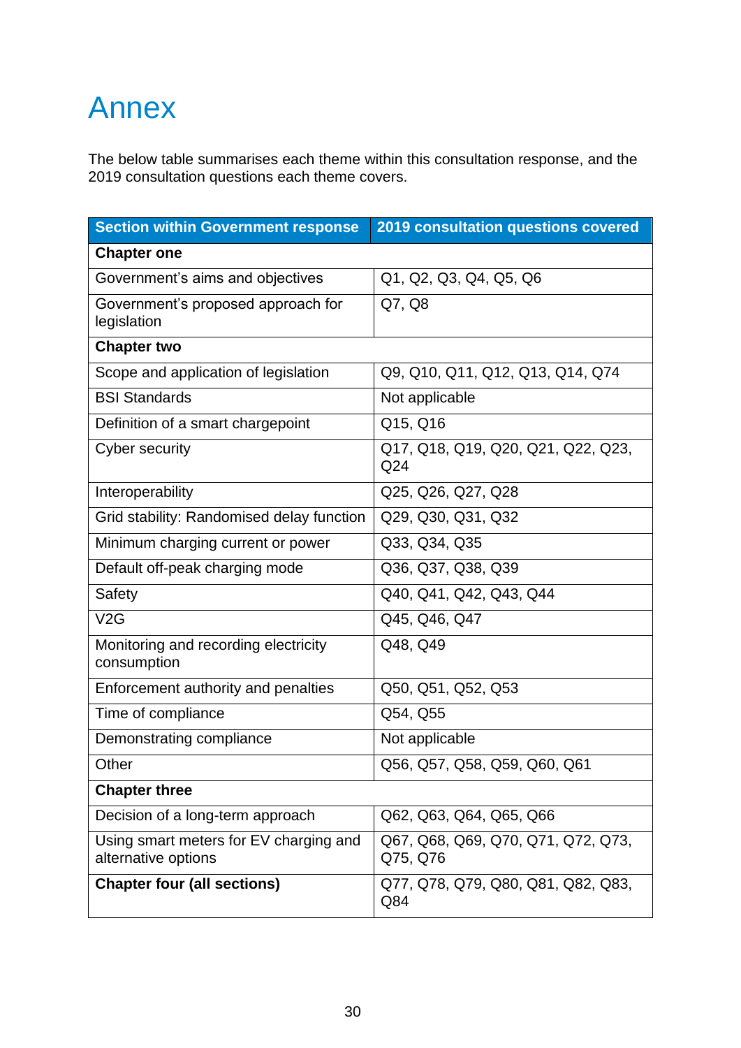# Annex

The below table summarises each theme within this consultation response, and the 2019 consultation questions each theme covers.

| Section within Government response | 2019 consultation questions covered |
|---|---|
| **Chapter one** | |
| Government's aims and objectives | Q1, Q2, Q3, Q4, Q5, Q6 |
| Government's proposed approach for legislation | Q7, Q8 |
| **Chapter two** | |
| Scope and application of legislation | Q9, Q10, Q11, Q12, Q13, Q14, Q74 |
| BSI Standards | Not applicable |
| Definition of a smart chargepoint | Q15, Q16 |
| Cyber security | Q17, Q18, Q19, Q20, Q21, Q22, Q23, Q24 |
| Interoperability | Q25, Q26, Q27, Q28 |
| Grid stability: Randomised delay function | Q29, Q30, Q31, Q32 |
| Minimum charging current or power | Q33, Q34, Q35 |
| Default off-peak charging mode | Q36, Q37, Q38, Q39 |
| Safety | Q40, Q41, Q42, Q43, Q44 |
| V2G | Q45, Q46, Q47 |
| Monitoring and recording electricity consumption | Q48, Q49 |
| Enforcement authority and penalties | Q50, Q51, Q52, Q53 |
| Time of compliance | Q54, Q55 |
| Demonstrating compliance | Not applicable |
| Other | Q56, Q57, Q58, Q59, Q60, Q61 |
| **Chapter three** | |
| Decision of a long-term approach | Q62, Q63, Q64, Q65, Q66 |
| Using smart meters for EV charging and alternative options | Q67, Q68, Q69, Q70, Q71, Q72, Q73, Q75, Q76 |
| **Chapter four (all sections)** | Q77, Q78, Q79, Q80, Q81, Q82, Q83, Q84 |